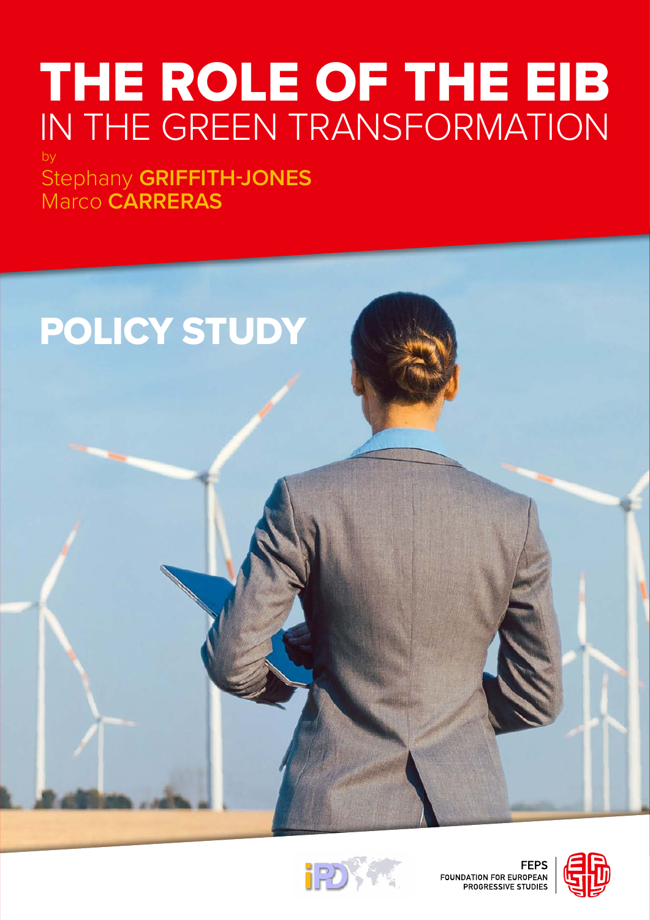# THE ROLE OF THE EIB IN THE GREEN TRANSFORMATION

by

Stephany **GRIFFITH-JONES**
Marco **CARRERAS**

## POLICY STUDY

FEPS
FOUNDATION FOR EUROPEAN PROGRESSIVE STUDIES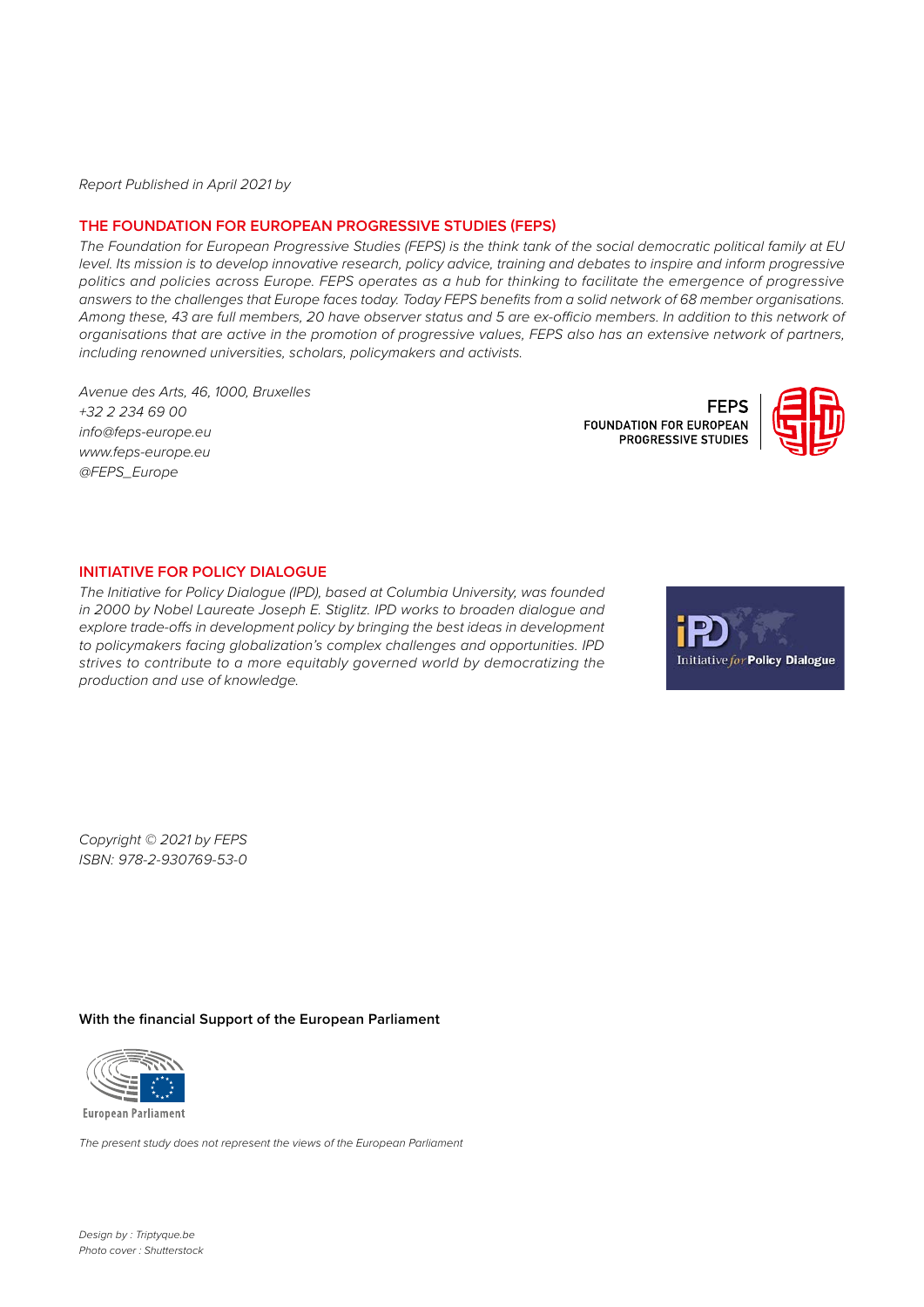*Report Published in April 2021 by*

## THE FOUNDATION FOR EUROPEAN PROGRESSIVE STUDIES (FEPS)

*The Foundation for European Progressive Studies (FEPS) is the think tank of the social democratic political family at EU level. Its mission is to develop innovative research, policy advice, training and debates to inspire and inform progressive politics and policies across Europe. FEPS operates as a hub for thinking to facilitate the emergence of progressive answers to the challenges that Europe faces today. Today FEPS benefits from a solid network of 68 member organisations. Among these, 43 are full members, 20 have observer status and 5 are ex-officio members. In addition to this network of organisations that are active in the promotion of progressive values, FEPS also has an extensive network of partners, including renowned universities, scholars, policymakers and activists.*

*Avenue des Arts, 46, 1000, Bruxelles*
*+32 2 234 69 00*
*info@feps-europe.eu*
*www.feps-europe.eu*
*@FEPS_Europe*

FEPS
FOUNDATION FOR EUROPEAN PROGRESSIVE STUDIES

## INITIATIVE FOR POLICY DIALOGUE

*The Initiative for Policy Dialogue (IPD), based at Columbia University, was founded in 2000 by Nobel Laureate Joseph E. Stiglitz. IPD works to broaden dialogue and explore trade-offs in development policy by bringing the best ideas in development to policymakers facing globalization's complex challenges and opportunities. IPD strives to contribute to a more equitably governed world by democratizing the production and use of knowledge.*

IPD Initiative for Policy Dialogue

*Copyright © 2021 by FEPS*
*ISBN: 978-2-930769-53-0*

**With the financial Support of the European Parliament**

European Parliament

*The present study does not represent the views of the European Parliament*

*Design by : Triptyque.be*
*Photo cover : Shutterstock*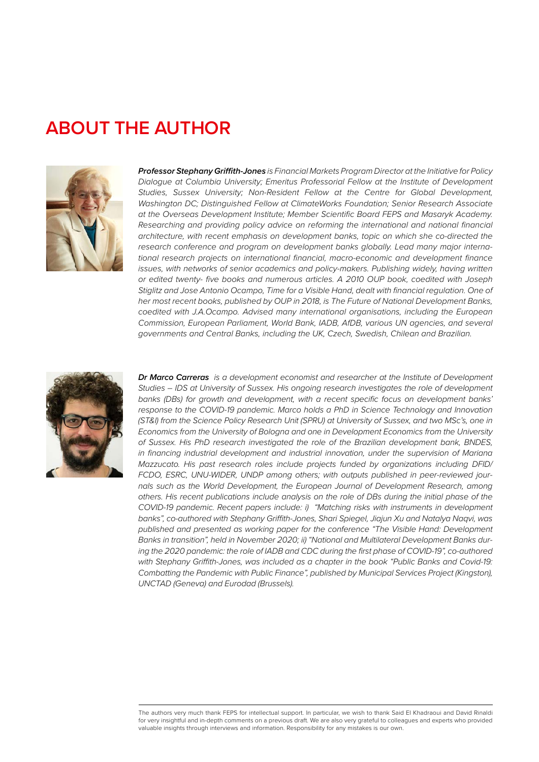# ABOUT THE AUTHOR

***Professor Stephany Griffith-Jones*** *is Financial Markets Program Director at the Initiative for Policy Dialogue at Columbia University; Emeritus Professorial Fellow at the Institute of Development Studies, Sussex University; Non-Resident Fellow at the Centre for Global Development, Washington DC; Distinguished Fellow at ClimateWorks Foundation; Senior Research Associate at the Overseas Development Institute; Member Scientific Board FEPS and Masaryk Academy. Researching and providing policy advice on reforming the international and national financial architecture, with recent emphasis on development banks, topic on which she co-directed the research conference and program on development banks globally. Lead many major international research projects on international financial, macro-economic and development finance issues, with networks of senior academics and policy-makers. Publishing widely, having written or edited twenty- five books and numerous articles. A 2010 OUP book, coedited with Joseph Stiglitz and Jose Antonio Ocampo, Time for a Visible Hand, dealt with financial regulation. One of her most recent books, published by OUP in 2018, is The Future of National Development Banks, coedited with J.A.Ocampo. Advised many international organisations, including the European Commission, European Parliament, World Bank, IADB, AfDB, various UN agencies, and several governments and Central Banks, including the UK, Czech, Swedish, Chilean and Brazilian.*

***Dr Marco Carreras*** *is a development economist and researcher at the Institute of Development Studies – IDS at University of Sussex. His ongoing research investigates the role of development banks (DBs) for growth and development, with a recent specific focus on development banks' response to the COVID-19 pandemic. Marco holds a PhD in Science Technology and Innovation (ST&I) from the Science Policy Research Unit (SPRU) at University of Sussex, and two MSc's, one in Economics from the University of Bologna and one in Development Economics from the University of Sussex. His PhD research investigated the role of the Brazilian development bank, BNDES, in financing industrial development and industrial innovation, under the supervision of Mariana Mazzucato. His past research roles include projects funded by organizations including DFID/FCDO, ESRC, UNU-WIDER, UNDP among others; with outputs published in peer-reviewed journals such as the World Development, the European Journal of Development Research, among others. His recent publications include analysis on the role of DBs during the initial phase of the COVID-19 pandemic. Recent papers include: i) "Matching risks with instruments in development banks", co-authored with Stephany Griffith-Jones, Shari Spiegel, Jiajun Xu and Natalya Naqvi, was published and presented as working paper for the conference "The Visible Hand: Development Banks in transition", held in November 2020; ii) "National and Multilateral Development Banks during the 2020 pandemic: the role of IADB and CDC during the first phase of COVID-19", co-authored with Stephany Griffith-Jones, was included as a chapter in the book "Public Banks and Covid-19: Combatting the Pandemic with Public Finance", published by Municipal Services Project (Kingston), UNCTAD (Geneva) and Eurodad (Brussels).*

---

The authors very much thank FEPS for intellectual support. In particular, we wish to thank Said El Khadraoui and David Rinaldi for very insightful and in-depth comments on a previous draft. We are also very grateful to colleagues and experts who provided valuable insights through interviews and information. Responsibility for any mistakes is our own.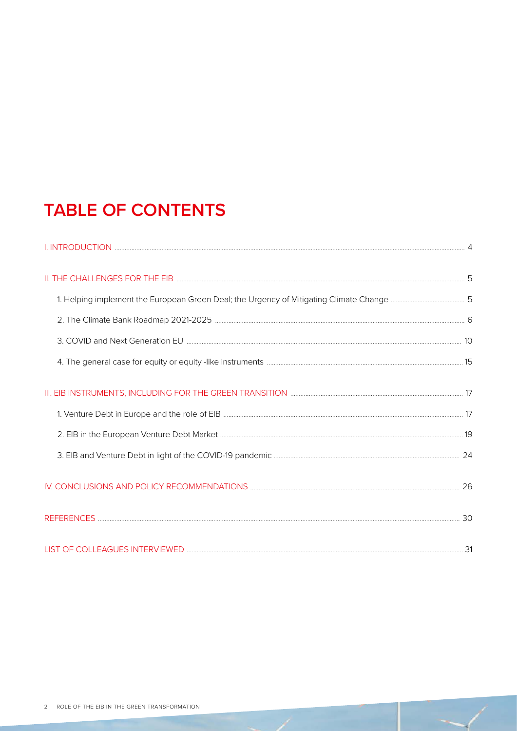# TABLE OF CONTENTS

I. INTRODUCTION ... 4

II. THE CHALLENGES FOR THE EIB ... 5

- 1. Helping implement the European Green Deal; the Urgency of Mitigating Climate Change ... 5
- 2. The Climate Bank Roadmap 2021-2025 ... 6
- 3. COVID and Next Generation EU ... 10
- 4. The general case for equity or equity -like instruments ... 15

III. EIB INSTRUMENTS, INCLUDING FOR THE GREEN TRANSITION ... 17

- 1. Venture Debt in Europe and the role of EIB ... 17
- 2. EIB in the European Venture Debt Market ... 19
- 3. EIB and Venture Debt in light of the COVID-19 pandemic ... 24

IV. CONCLUSIONS AND POLICY RECOMMENDATIONS ... 26

REFERENCES ... 30

LIST OF COLLEAGUES INTERVIEWED ... 31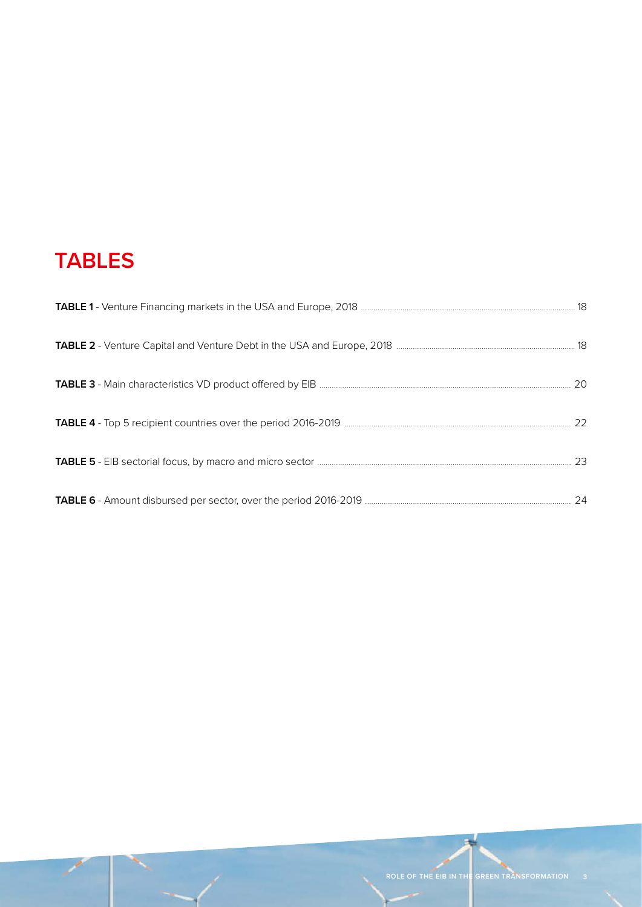# TABLES

**TABLE 1** - Venture Financing markets in the USA and Europe, 2018 ........ 18

**TABLE 2** - Venture Capital and Venture Debt in the USA and Europe, 2018 ........ 18

**TABLE 3** - Main characteristics VD product offered by EIB ........ 20

**TABLE 4** - Top 5 recipient countries over the period 2016-2019 ........ 22

**TABLE 5** - EIB sectorial focus, by macro and micro sector ........ 23

**TABLE 6** - Amount disbursed per sector, over the period 2016-2019 ........ 24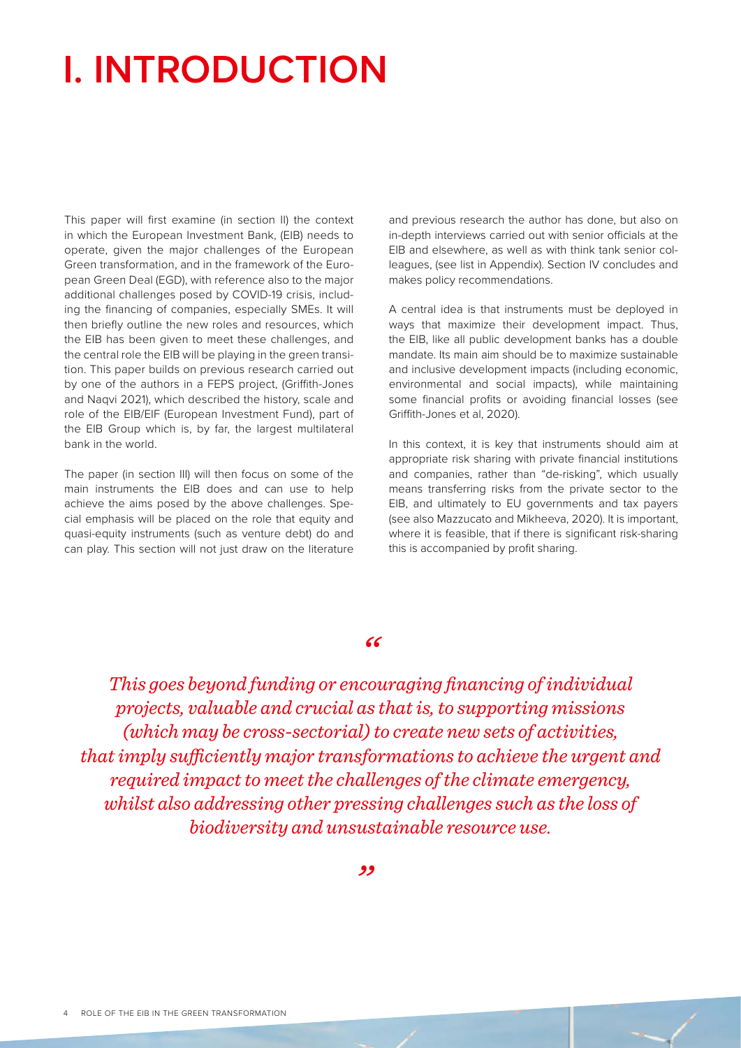# I. INTRODUCTION

This paper will first examine (in section II) the context in which the European Investment Bank, (EIB) needs to operate, given the major challenges of the European Green transformation, and in the framework of the European Green Deal (EGD), with reference also to the major additional challenges posed by COVID-19 crisis, including the financing of companies, especially SMEs. It will then briefly outline the new roles and resources, which the EIB has been given to meet these challenges, and the central role the EIB will be playing in the green transition. This paper builds on previous research carried out by one of the authors in a FEPS project, (Griffith-Jones and Naqvi 2021), which described the history, scale and role of the EIB/EIF (European Investment Fund), part of the EIB Group which is, by far, the largest multilateral bank in the world.

The paper (in section III) will then focus on some of the main instruments the EIB does and can use to help achieve the aims posed by the above challenges. Special emphasis will be placed on the role that equity and quasi-equity instruments (such as venture debt) do and can play. This section will not just draw on the literature and previous research the author has done, but also on in-depth interviews carried out with senior officials at the EIB and elsewhere, as well as with think tank senior colleagues, (see list in Appendix). Section IV concludes and makes policy recommendations.

A central idea is that instruments must be deployed in ways that maximize their development impact. Thus, the EIB, like all public development banks has a double mandate. Its main aim should be to maximize sustainable and inclusive development impacts (including economic, environmental and social impacts), while maintaining some financial profits or avoiding financial losses (see Griffith-Jones et al, 2020).

In this context, it is key that instruments should aim at appropriate risk sharing with private financial institutions and companies, rather than "de-risking", which usually means transferring risks from the private sector to the EIB, and ultimately to EU governments and tax payers (see also Mazzucato and Mikheeva, 2020). It is important, where it is feasible, that if there is significant risk-sharing this is accompanied by profit sharing.

> *"This goes beyond funding or encouraging financing of individual projects, valuable and crucial as that is, to supporting missions (which may be cross-sectorial) to create new sets of activities, that imply sufficiently major transformations to achieve the urgent and required impact to meet the challenges of the climate emergency, whilst also addressing other pressing challenges such as the loss of biodiversity and unsustainable resource use."*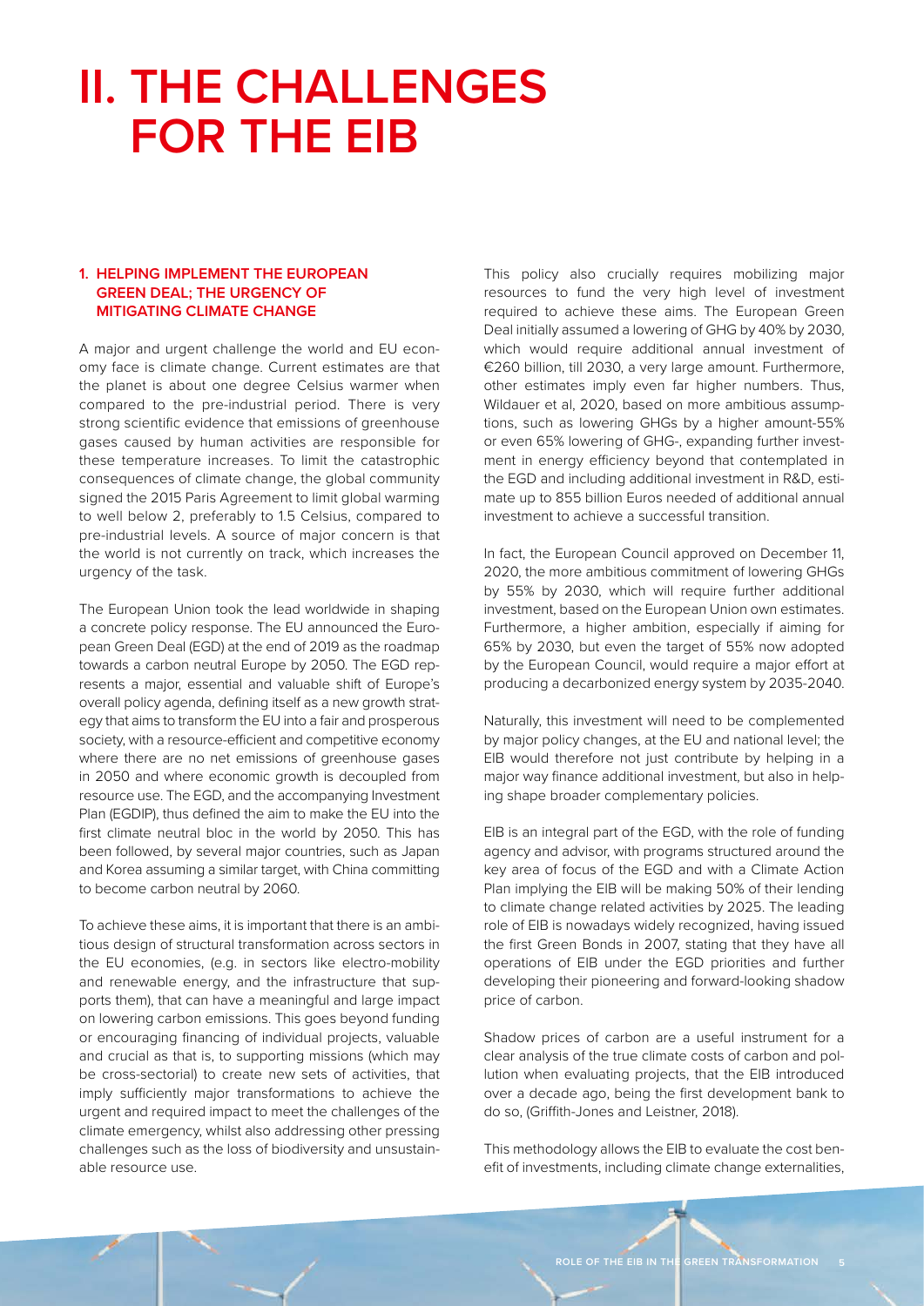# II. THE CHALLENGES FOR THE EIB

### 1. HELPING IMPLEMENT THE EUROPEAN GREEN DEAL; THE URGENCY OF MITIGATING CLIMATE CHANGE

A major and urgent challenge the world and EU economy face is climate change. Current estimates are that the planet is about one degree Celsius warmer when compared to the pre-industrial period. There is very strong scientific evidence that emissions of greenhouse gases caused by human activities are responsible for these temperature increases. To limit the catastrophic consequences of climate change, the global community signed the 2015 Paris Agreement to limit global warming to well below 2, preferably to 1.5 Celsius, compared to pre-industrial levels. A source of major concern is that the world is not currently on track, which increases the urgency of the task.

The European Union took the lead worldwide in shaping a concrete policy response. The EU announced the European Green Deal (EGD) at the end of 2019 as the roadmap towards a carbon neutral Europe by 2050. The EGD represents a major, essential and valuable shift of Europe's overall policy agenda, defining itself as a new growth strategy that aims to transform the EU into a fair and prosperous society, with a resource-efficient and competitive economy where there are no net emissions of greenhouse gases in 2050 and where economic growth is decoupled from resource use. The EGD, and the accompanying Investment Plan (EGDIP), thus defined the aim to make the EU into the first climate neutral bloc in the world by 2050. This has been followed, by several major countries, such as Japan and Korea assuming a similar target, with China committing to become carbon neutral by 2060.

To achieve these aims, it is important that there is an ambitious design of structural transformation across sectors in the EU economies, (e.g. in sectors like electro-mobility and renewable energy, and the infrastructure that supports them), that can have a meaningful and large impact on lowering carbon emissions. This goes beyond funding or encouraging financing of individual projects, valuable and crucial as that is, to supporting missions (which may be cross-sectorial) to create new sets of activities, that imply sufficiently major transformations to achieve the urgent and required impact to meet the challenges of the climate emergency, whilst also addressing other pressing challenges such as the loss of biodiversity and unsustainable resource use.

This policy also crucially requires mobilizing major resources to fund the very high level of investment required to achieve these aims. The European Green Deal initially assumed a lowering of GHG by 40% by 2030, which would require additional annual investment of €260 billion, till 2030, a very large amount. Furthermore, other estimates imply even far higher numbers. Thus, Wildauer et al, 2020, based on more ambitious assumptions, such as lowering GHGs by a higher amount-55% or even 65% lowering of GHG-, expanding further investment in energy efficiency beyond that contemplated in the EGD and including additional investment in R&D, estimate up to 855 billion Euros needed of additional annual investment to achieve a successful transition.

In fact, the European Council approved on December 11, 2020, the more ambitious commitment of lowering GHGs by 55% by 2030, which will require further additional investment, based on the European Union own estimates. Furthermore, a higher ambition, especially if aiming for 65% by 2030, but even the target of 55% now adopted by the European Council, would require a major effort at producing a decarbonized energy system by 2035-2040.

Naturally, this investment will need to be complemented by major policy changes, at the EU and national level; the EIB would therefore not just contribute by helping in a major way finance additional investment, but also in helping shape broader complementary policies.

EIB is an integral part of the EGD, with the role of funding agency and advisor, with programs structured around the key area of focus of the EGD and with a Climate Action Plan implying the EIB will be making 50% of their lending to climate change related activities by 2025. The leading role of EIB is nowadays widely recognized, having issued the first Green Bonds in 2007, stating that they have all operations of EIB under the EGD priorities and further developing their pioneering and forward-looking shadow price of carbon.

Shadow prices of carbon are a useful instrument for a clear analysis of the true climate costs of carbon and pollution when evaluating projects, that the EIB introduced over a decade ago, being the first development bank to do so, (Griffith-Jones and Leistner, 2018).

This methodology allows the EIB to evaluate the cost benefit of investments, including climate change externalities,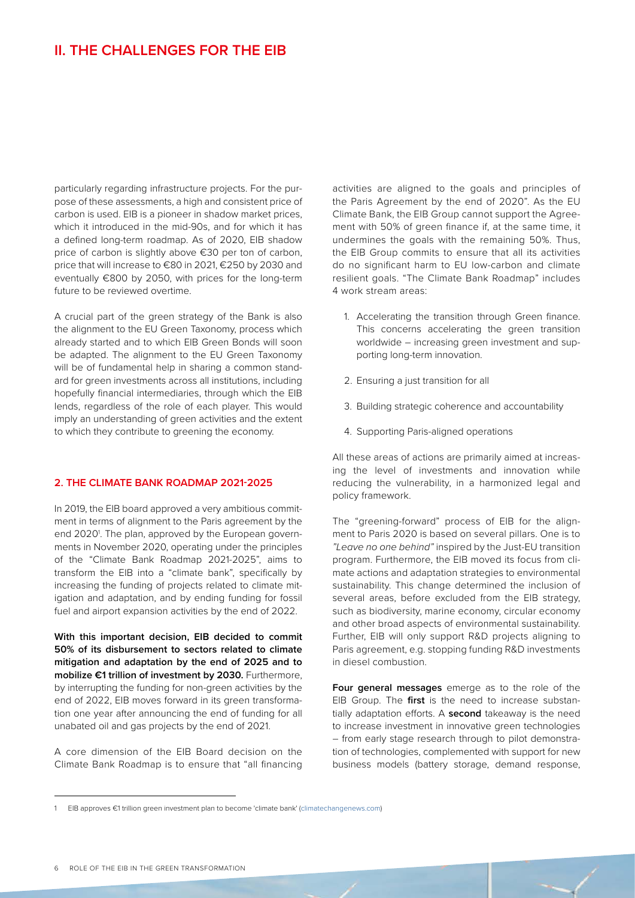## II. THE CHALLENGES FOR THE EIB

particularly regarding infrastructure projects. For the purpose of these assessments, a high and consistent price of carbon is used. EIB is a pioneer in shadow market prices, which it introduced in the mid-90s, and for which it has a defined long-term roadmap. As of 2020, EIB shadow price of carbon is slightly above €30 per ton of carbon, price that will increase to €80 in 2021, €250 by 2030 and eventually €800 by 2050, with prices for the long-term future to be reviewed overtime.

A crucial part of the green strategy of the Bank is also the alignment to the EU Green Taxonomy, process which already started and to which EIB Green Bonds will soon be adapted. The alignment to the EU Green Taxonomy will be of fundamental help in sharing a common standard for green investments across all institutions, including hopefully financial intermediaries, through which the EIB lends, regardless of the role of each player. This would imply an understanding of green activities and the extent to which they contribute to greening the economy.

### 2. THE CLIMATE BANK ROADMAP 2021-2025

In 2019, the EIB board approved a very ambitious commitment in terms of alignment to the Paris agreement by the end 2020[1]. The plan, approved by the European governments in November 2020, operating under the principles of the "Climate Bank Roadmap 2021-2025", aims to transform the EIB into a "climate bank", specifically by increasing the funding of projects related to climate mitigation and adaptation, and by ending funding for fossil fuel and airport expansion activities by the end of 2022.

**With this important decision, EIB decided to commit 50% of its disbursement to sectors related to climate mitigation and adaptation by the end of 2025 and to mobilize €1 trillion of investment by 2030.** Furthermore, by interrupting the funding for non-green activities by the end of 2022, EIB moves forward in its green transformation one year after announcing the end of funding for all unabated oil and gas projects by the end of 2021.

A core dimension of the EIB Board decision on the Climate Bank Roadmap is to ensure that "all financing activities are aligned to the goals and principles of the Paris Agreement by the end of 2020". As the EU Climate Bank, the EIB Group cannot support the Agreement with 50% of green finance if, at the same time, it undermines the goals with the remaining 50%. Thus, the EIB Group commits to ensure that all its activities do no significant harm to EU low-carbon and climate resilient goals. "The Climate Bank Roadmap" includes 4 work stream areas:

1. Accelerating the transition through Green finance. This concerns accelerating the green transition worldwide – increasing green investment and supporting long-term innovation.
2. Ensuring a just transition for all
3. Building strategic coherence and accountability
4. Supporting Paris-aligned operations

All these areas of actions are primarily aimed at increasing the level of investments and innovation while reducing the vulnerability, in a harmonized legal and policy framework.

The "greening-forward" process of EIB for the alignment to Paris 2020 is based on several pillars. One is to *"Leave no one behind"* inspired by the Just-EU transition program. Furthermore, the EIB moved its focus from climate actions and adaptation strategies to environmental sustainability. This change determined the inclusion of several areas, before excluded from the EIB strategy, such as biodiversity, marine economy, circular economy and other broad aspects of environmental sustainability. Further, EIB will only support R&D projects aligning to Paris agreement, e.g. stopping funding R&D investments in diesel combustion.

**Four general messages** emerge as to the role of the EIB Group. The **first** is the need to increase substantially adaptation efforts. A **second** takeaway is the need to increase investment in innovative green technologies – from early stage research through to pilot demonstration of technologies, complemented with support for new business models (battery storage, demand response,

[1] EIB approves €1 trillion green investment plan to become 'climate bank' (climatechangenews.com)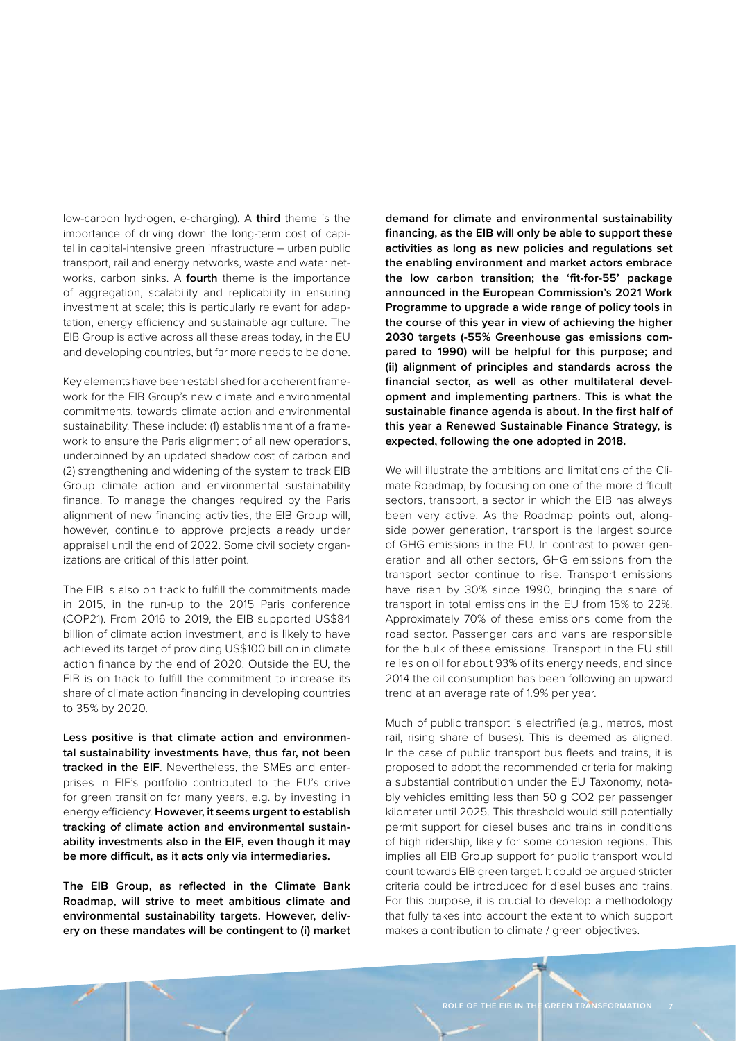low-carbon hydrogen, e-charging). A **third** theme is the importance of driving down the long-term cost of capital in capital-intensive green infrastructure – urban public transport, rail and energy networks, waste and water networks, carbon sinks. A **fourth** theme is the importance of aggregation, scalability and replicability in ensuring investment at scale; this is particularly relevant for adaptation, energy efficiency and sustainable agriculture. The EIB Group is active across all these areas today, in the EU and developing countries, but far more needs to be done.

Key elements have been established for a coherent framework for the EIB Group's new climate and environmental commitments, towards climate action and environmental sustainability. These include: (1) establishment of a framework to ensure the Paris alignment of all new operations, underpinned by an updated shadow cost of carbon and (2) strengthening and widening of the system to track EIB Group climate action and environmental sustainability finance. To manage the changes required by the Paris alignment of new financing activities, the EIB Group will, however, continue to approve projects already under appraisal until the end of 2022. Some civil society organizations are critical of this latter point.

The EIB is also on track to fulfill the commitments made in 2015, in the run-up to the 2015 Paris conference (COP21). From 2016 to 2019, the EIB supported US$84 billion of climate action investment, and is likely to have achieved its target of providing US$100 billion in climate action finance by the end of 2020. Outside the EU, the EIB is on track to fulfill the commitment to increase its share of climate action financing in developing countries to 35% by 2020.

**Less positive is that climate action and environmental sustainability investments have, thus far, not been tracked in the EIF**. Nevertheless, the SMEs and enterprises in EIF's portfolio contributed to the EU's drive for green transition for many years, e.g. by investing in energy efficiency. **However, it seems urgent to establish tracking of climate action and environmental sustainability investments also in the EIF, even though it may be more difficult, as it acts only via intermediaries.**

**The EIB Group, as reflected in the Climate Bank Roadmap, will strive to meet ambitious climate and environmental sustainability targets. However, delivery on these mandates will be contingent to (i) market demand for climate and environmental sustainability financing, as the EIB will only be able to support these activities as long as new policies and regulations set the enabling environment and market actors embrace the low carbon transition; the 'fit-for-55' package announced in the European Commission's 2021 Work Programme to upgrade a wide range of policy tools in the course of this year in view of achieving the higher 2030 targets (-55% Greenhouse gas emissions compared to 1990) will be helpful for this purpose; and (ii) alignment of principles and standards across the financial sector, as well as other multilateral development and implementing partners. This is what the sustainable finance agenda is about. In the first half of this year a Renewed Sustainable Finance Strategy, is expected, following the one adopted in 2018.**

We will illustrate the ambitions and limitations of the Climate Roadmap, by focusing on one of the more difficult sectors, transport, a sector in which the EIB has always been very active. As the Roadmap points out, alongside power generation, transport is the largest source of GHG emissions in the EU. In contrast to power generation and all other sectors, GHG emissions from the transport sector continue to rise. Transport emissions have risen by 30% since 1990, bringing the share of transport in total emissions in the EU from 15% to 22%. Approximately 70% of these emissions come from the road sector. Passenger cars and vans are responsible for the bulk of these emissions. Transport in the EU still relies on oil for about 93% of its energy needs, and since 2014 the oil consumption has been following an upward trend at an average rate of 1.9% per year.

Much of public transport is electrified (e.g., metros, most rail, rising share of buses). This is deemed as aligned. In the case of public transport bus fleets and trains, it is proposed to adopt the recommended criteria for making a substantial contribution under the EU Taxonomy, notably vehicles emitting less than 50 g $CO_2$ per passenger kilometer until 2025. This threshold would still potentially permit support for diesel buses and trains in conditions of high ridership, likely for some cohesion regions. This implies all EIB Group support for public transport would count towards EIB green target. It could be argued stricter criteria could be introduced for diesel buses and trains. For this purpose, it is crucial to develop a methodology that fully takes into account the extent to which support makes a contribution to climate / green objectives.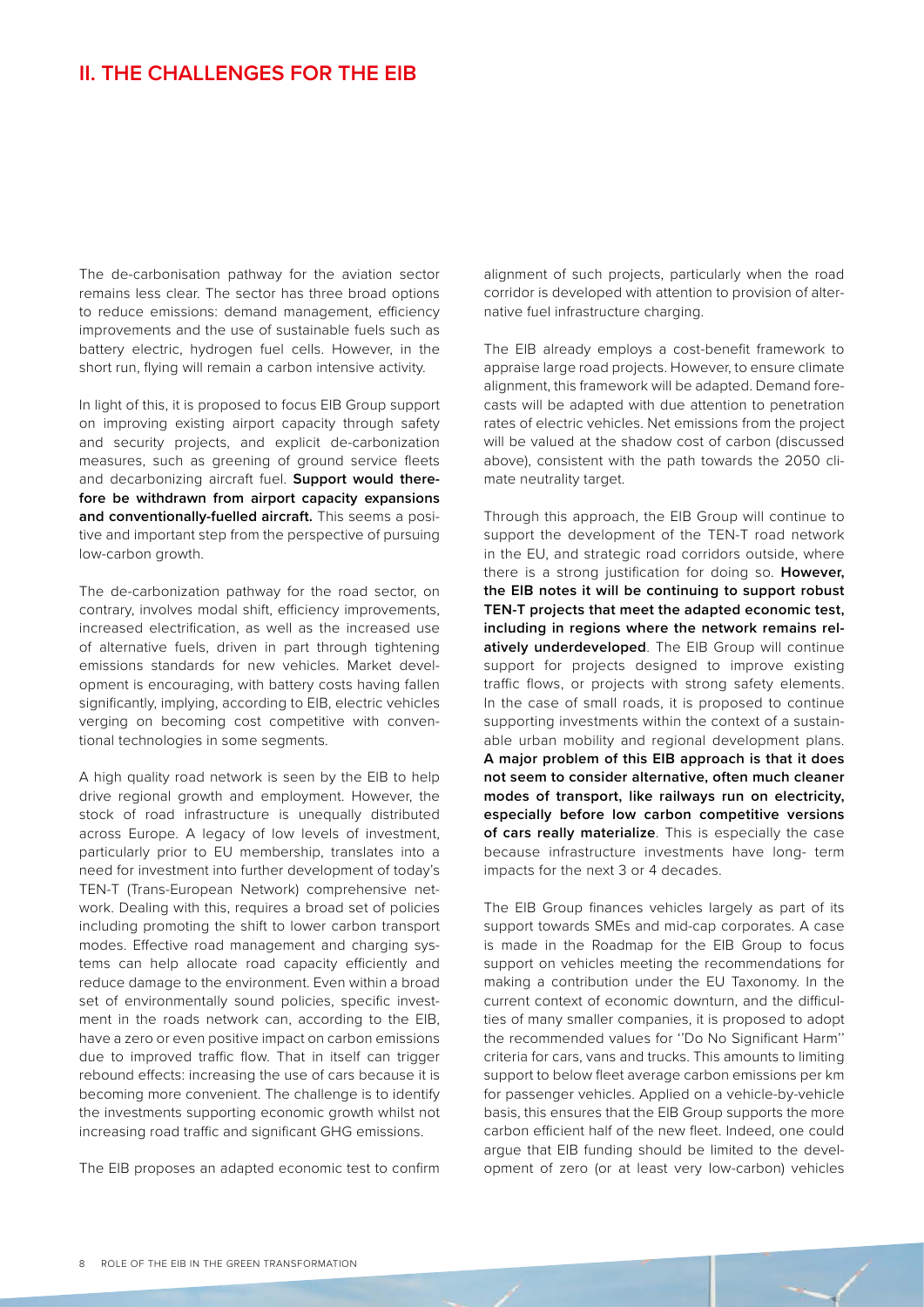## II. THE CHALLENGES FOR THE EIB

The de-carbonisation pathway for the aviation sector remains less clear. The sector has three broad options to reduce emissions: demand management, efficiency improvements and the use of sustainable fuels such as battery electric, hydrogen fuel cells. However, in the short run, flying will remain a carbon intensive activity.

In light of this, it is proposed to focus EIB Group support on improving existing airport capacity through safety and security projects, and explicit de-carbonization measures, such as greening of ground service fleets and decarbonizing aircraft fuel. **Support would therefore be withdrawn from airport capacity expansions and conventionally-fuelled aircraft.** This seems a positive and important step from the perspective of pursuing low-carbon growth.

The de-carbonization pathway for the road sector, on contrary, involves modal shift, efficiency improvements, increased electrification, as well as the increased use of alternative fuels, driven in part through tightening emissions standards for new vehicles. Market development is encouraging, with battery costs having fallen significantly, implying, according to EIB, electric vehicles verging on becoming cost competitive with conventional technologies in some segments.

A high quality road network is seen by the EIB to help drive regional growth and employment. However, the stock of road infrastructure is unequally distributed across Europe. A legacy of low levels of investment, particularly prior to EU membership, translates into a need for investment into further development of today's TEN-T (Trans-European Network) comprehensive network. Dealing with this, requires a broad set of policies including promoting the shift to lower carbon transport modes. Effective road management and charging systems can help allocate road capacity efficiently and reduce damage to the environment. Even within a broad set of environmentally sound policies, specific investment in the roads network can, according to the EIB, have a zero or even positive impact on carbon emissions due to improved traffic flow. That in itself can trigger rebound effects: increasing the use of cars because it is becoming more convenient. The challenge is to identify the investments supporting economic growth whilst not increasing road traffic and significant GHG emissions.

The EIB proposes an adapted economic test to confirm alignment of such projects, particularly when the road corridor is developed with attention to provision of alternative fuel infrastructure charging.

The EIB already employs a cost-benefit framework to appraise large road projects. However, to ensure climate alignment, this framework will be adapted. Demand forecasts will be adapted with due attention to penetration rates of electric vehicles. Net emissions from the project will be valued at the shadow cost of carbon (discussed above), consistent with the path towards the 2050 climate neutrality target.

Through this approach, the EIB Group will continue to support the development of the TEN-T road network in the EU, and strategic road corridors outside, where there is a strong justification for doing so. **However, the EIB notes it will be continuing to support robust TEN-T projects that meet the adapted economic test, including in regions where the network remains relatively underdeveloped**. The EIB Group will continue support for projects designed to improve existing traffic flows, or projects with strong safety elements. In the case of small roads, it is proposed to continue supporting investments within the context of a sustainable urban mobility and regional development plans. **A major problem of this EIB approach is that it does not seem to consider alternative, often much cleaner modes of transport, like railways run on electricity, especially before low carbon competitive versions of cars really materialize**. This is especially the case because infrastructure investments have long- term impacts for the next 3 or 4 decades.

The EIB Group finances vehicles largely as part of its support towards SMEs and mid-cap corporates. A case is made in the Roadmap for the EIB Group to focus support on vehicles meeting the recommendations for making a contribution under the EU Taxonomy. In the current context of economic downturn, and the difficulties of many smaller companies, it is proposed to adopt the recommended values for ''Do No Significant Harm'' criteria for cars, vans and trucks. This amounts to limiting support to below fleet average carbon emissions per km for passenger vehicles. Applied on a vehicle-by-vehicle basis, this ensures that the EIB Group supports the more carbon efficient half of the new fleet. Indeed, one could argue that EIB funding should be limited to the development of zero (or at least very low-carbon) vehicles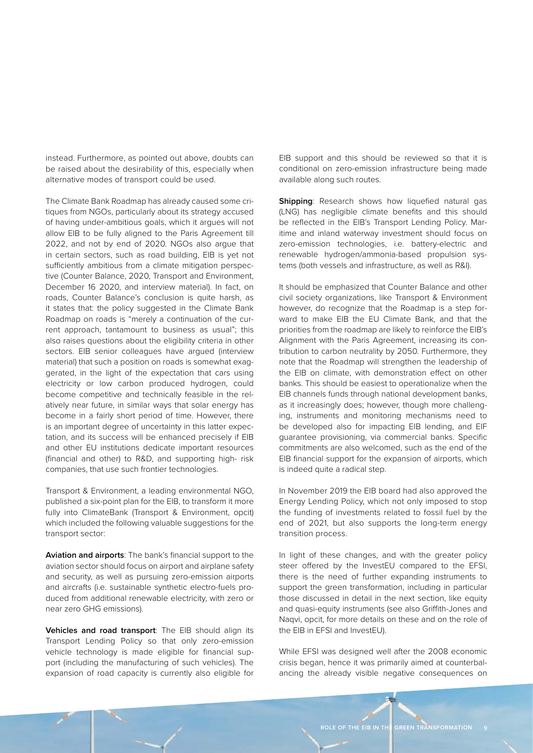instead. Furthermore, as pointed out above, doubts can be raised about the desirability of this, especially when alternative modes of transport could be used.

The Climate Bank Roadmap has already caused some critiques from NGOs, particularly about its strategy accused of having under-ambitious goals, which it argues will not allow EIB to be fully aligned to the Paris Agreement till 2022, and not by end of 2020. NGOs also argue that in certain sectors, such as road building, EIB is yet not sufficiently ambitious from a climate mitigation perspective (Counter Balance, 2020, Transport and Environment, December 16 2020, and interview material). In fact, on roads, Counter Balance's conclusion is quite harsh, as it states that: the policy suggested in the Climate Bank Roadmap on roads is "merely a continuation of the current approach, tantamount to business as usual"; this also raises questions about the eligibility criteria in other sectors. EIB senior colleagues have argued (interview material) that such a position on roads is somewhat exaggerated, in the light of the expectation that cars using electricity or low carbon produced hydrogen, could become competitive and technically feasible in the relatively near future, in similar ways that solar energy has become in a fairly short period of time. However, there is an important degree of uncertainty in this latter expectation, and its success will be enhanced precisely if EIB and other EU institutions dedicate important resources (financial and other) to R&D, and supporting high- risk companies, that use such frontier technologies.

Transport & Environment, a leading environmental NGO, published a six-point plan for the EIB, to transform it more fully into ClimateBank (Transport & Environment, opcit) which included the following valuable suggestions for the transport sector:

**Aviation and airports**: The bank's financial support to the aviation sector should focus on airport and airplane safety and security, as well as pursuing zero-emission airports and aircrafts (i.e. sustainable synthetic electro-fuels produced from additional renewable electricity, with zero or near zero GHG emissions).

**Vehicles and road transport**: The EIB should align its Transport Lending Policy so that only zero-emission vehicle technology is made eligible for financial support (including the manufacturing of such vehicles). The expansion of road capacity is currently also eligible for EIB support and this should be reviewed so that it is conditional on zero-emission infrastructure being made available along such routes.

**Shipping**: Research shows how liquefied natural gas (LNG) has negligible climate benefits and this should be reflected in the EIB's Transport Lending Policy. Maritime and inland waterway investment should focus on zero-emission technologies, i.e. battery-electric and renewable hydrogen/ammonia-based propulsion systems (both vessels and infrastructure, as well as R&I).

It should be emphasized that Counter Balance and other civil society organizations, like Transport & Environment however, do recognize that the Roadmap is a step forward to make EIB the EU Climate Bank, and that the priorities from the roadmap are likely to reinforce the EIB's Alignment with the Paris Agreement, increasing its contribution to carbon neutrality by 2050. Furthermore, they note that the Roadmap will strengthen the leadership of the EIB on climate, with demonstration effect on other banks. This should be easiest to operationalize when the EIB channels funds through national development banks, as it increasingly does; however, though more challenging, instruments and monitoring mechanisms need to be developed also for impacting EIB lending, and EIF guarantee provisioning, via commercial banks. Specific commitments are also welcomed, such as the end of the EIB financial support for the expansion of airports, which is indeed quite a radical step.

In November 2019 the EIB board had also approved the Energy Lending Policy, which not only imposed to stop the funding of investments related to fossil fuel by the end of 2021, but also supports the long-term energy transition process.

In light of these changes, and with the greater policy steer offered by the InvestEU compared to the EFSI, there is the need of further expanding instruments to support the green transformation, including in particular those discussed in detail in the next section, like equity and quasi-equity instruments (see also Griffith-Jones and Naqvi, opcit, for more details on these and on the role of the EIB in EFSI and InvestEU).

While EFSI was designed well after the 2008 economic crisis began, hence it was primarily aimed at counterbalancing the already visible negative consequences on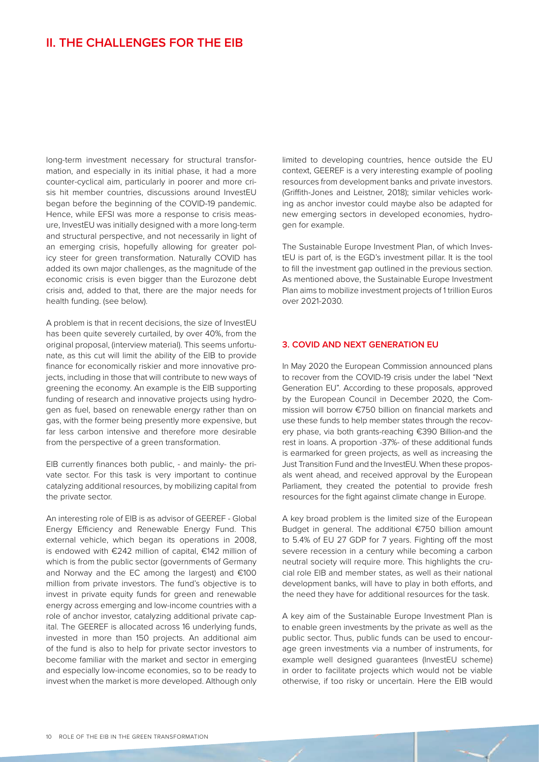## II. THE CHALLENGES FOR THE EIB

long-term investment necessary for structural transformation, and especially in its initial phase, it had a more counter-cyclical aim, particularly in poorer and more crisis hit member countries, discussions around InvestEU began before the beginning of the COVID-19 pandemic. Hence, while EFSI was more a response to crisis measure, InvestEU was initially designed with a more long-term and structural perspective, and not necessarily in light of an emerging crisis, hopefully allowing for greater policy steer for green transformation. Naturally COVID has added its own major challenges, as the magnitude of the economic crisis is even bigger than the Eurozone debt crisis and, added to that, there are the major needs for health funding. (see below).

A problem is that in recent decisions, the size of InvestEU has been quite severely curtailed, by over 40%, from the original proposal, (interview material). This seems unfortunate, as this cut will limit the ability of the EIB to provide finance for economically riskier and more innovative projects, including in those that will contribute to new ways of greening the economy. An example is the EIB supporting funding of research and innovative projects using hydrogen as fuel, based on renewable energy rather than on gas, with the former being presently more expensive, but far less carbon intensive and therefore more desirable from the perspective of a green transformation.

EIB currently finances both public, - and mainly- the private sector. For this task is very important to continue catalyzing additional resources, by mobilizing capital from the private sector.

An interesting role of EIB is as advisor of GEEREF - Global Energy Efficiency and Renewable Energy Fund. This external vehicle, which began its operations in 2008, is endowed with €242 million of capital, €142 million of which is from the public sector (governments of Germany and Norway and the EC among the largest) and €100 million from private investors. The fund's objective is to invest in private equity funds for green and renewable energy across emerging and low-income countries with a role of anchor investor, catalyzing additional private capital. The GEEREF is allocated across 16 underlying funds, invested in more than 150 projects. An additional aim of the fund is also to help for private sector investors to become familiar with the market and sector in emerging and especially low-income economies, so to be ready to invest when the market is more developed. Although only limited to developing countries, hence outside the EU context, GEEREF is a very interesting example of pooling resources from development banks and private investors. (Griffith-Jones and Leistner, 2018); similar vehicles working as anchor investor could maybe also be adapted for new emerging sectors in developed economies, hydrogen for example.

The Sustainable Europe Investment Plan, of which InvestEU is part of, is the EGD's investment pillar. It is the tool to fill the investment gap outlined in the previous section. As mentioned above, the Sustainable Europe Investment Plan aims to mobilize investment projects of 1 trillion Euros over 2021-2030.

### 3. COVID AND NEXT GENERATION EU

In May 2020 the European Commission announced plans to recover from the COVID-19 crisis under the label "Next Generation EU". According to these proposals, approved by the European Council in December 2020, the Commission will borrow €750 billion on financial markets and use these funds to help member states through the recovery phase, via both grants-reaching €390 Billion-and the rest in loans. A proportion -37%- of these additional funds is earmarked for green projects, as well as increasing the Just Transition Fund and the InvestEU. When these proposals went ahead, and received approval by the European Parliament, they created the potential to provide fresh resources for the fight against climate change in Europe.

A key broad problem is the limited size of the European Budget in general. The additional €750 billion amount to 5.4% of EU 27 GDP for 7 years. Fighting off the most severe recession in a century while becoming a carbon neutral society will require more. This highlights the crucial role EIB and member states, as well as their national development banks, will have to play in both efforts, and the need they have for additional resources for the task.

A key aim of the Sustainable Europe Investment Plan is to enable green investments by the private as well as the public sector. Thus, public funds can be used to encourage green investments via a number of instruments, for example well designed guarantees (InvestEU scheme) in order to facilitate projects which would not be viable otherwise, if too risky or uncertain. Here the EIB would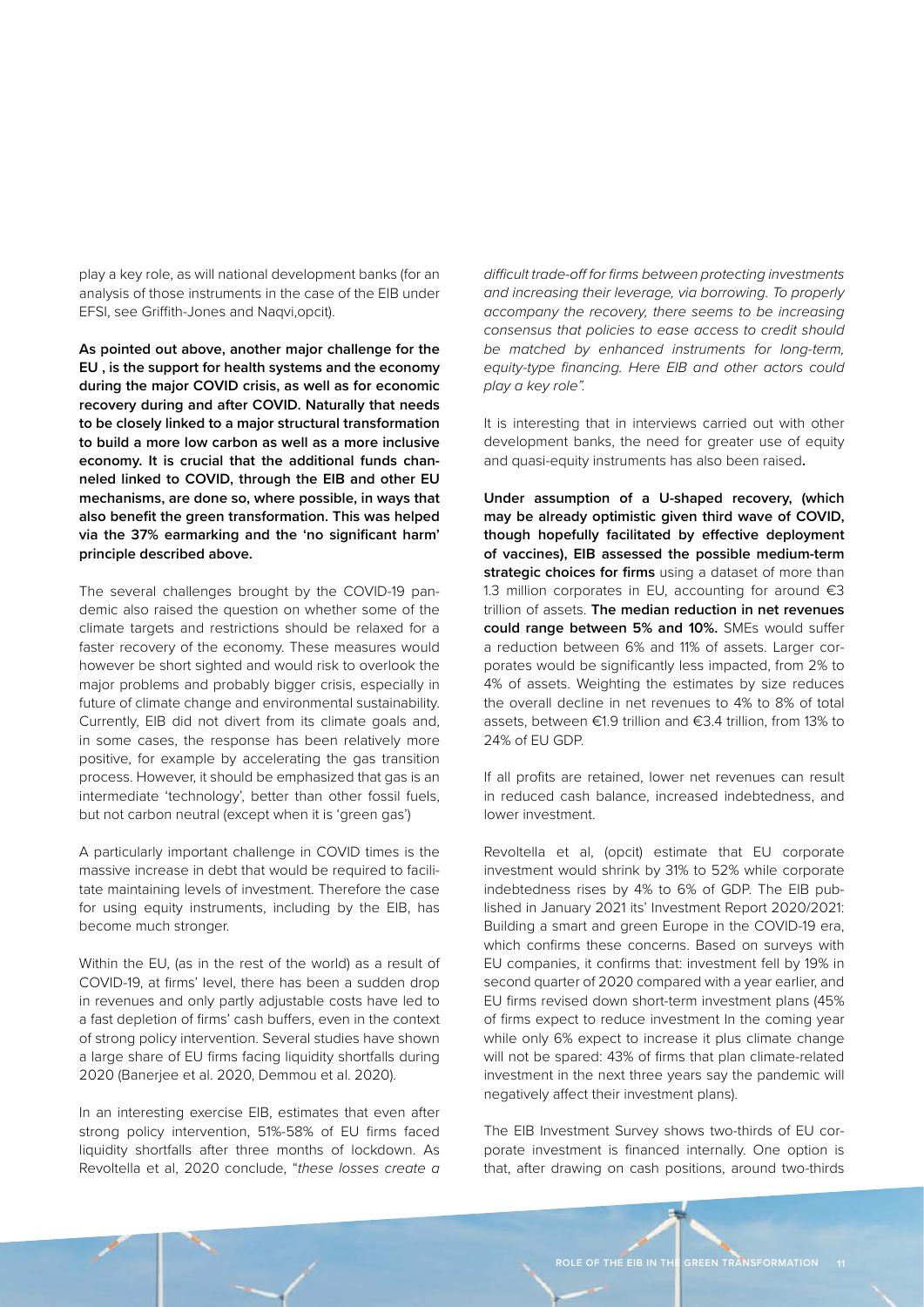play a key role, as will national development banks (for an analysis of those instruments in the case of the EIB under EFSI, see Griffith-Jones and Naqvi,opcit).

**As pointed out above, another major challenge for the EU , is the support for health systems and the economy during the major COVID crisis, as well as for economic recovery during and after COVID. Naturally that needs to be closely linked to a major structural transformation to build a more low carbon as well as a more inclusive economy. It is crucial that the additional funds channeled linked to COVID, through the EIB and other EU mechanisms, are done so, where possible, in ways that also benefit the green transformation. This was helped via the 37% earmarking and the 'no significant harm' principle described above.**

The several challenges brought by the COVID-19 pandemic also raised the question on whether some of the climate targets and restrictions should be relaxed for a faster recovery of the economy. These measures would however be short sighted and would risk to overlook the major problems and probably bigger crisis, especially in future of climate change and environmental sustainability. Currently, EIB did not divert from its climate goals and, in some cases, the response has been relatively more positive, for example by accelerating the gas transition process. However, it should be emphasized that gas is an intermediate 'technology', better than other fossil fuels, but not carbon neutral (except when it is 'green gas')

A particularly important challenge in COVID times is the massive increase in debt that would be required to facilitate maintaining levels of investment. Therefore the case for using equity instruments, including by the EIB, has become much stronger.

Within the EU, (as in the rest of the world) as a result of COVID-19, at firms' level, there has been a sudden drop in revenues and only partly adjustable costs have led to a fast depletion of firms' cash buffers, even in the context of strong policy intervention. Several studies have shown a large share of EU firms facing liquidity shortfalls during 2020 (Banerjee et al. 2020, Demmou et al. 2020).

In an interesting exercise EIB, estimates that even after strong policy intervention, 51%-58% of EU firms faced liquidity shortfalls after three months of lockdown. As Revoltella et al, 2020 conclude, "*these losses create a difficult trade-off for firms between protecting investments and increasing their leverage, via borrowing. To properly accompany the recovery, there seems to be increasing consensus that policies to ease access to credit should be matched by enhanced instruments for long-term, equity-type financing. Here EIB and other actors could play a key role".*

It is interesting that in interviews carried out with other development banks, the need for greater use of equity and quasi-equity instruments has also been raised.

**Under assumption of a U-shaped recovery, (which may be already optimistic given third wave of COVID, though hopefully facilitated by effective deployment of vaccines), EIB assessed the possible medium-term strategic choices for firms** using a dataset of more than 1.3 million corporates in EU, accounting for around €3 trillion of assets. **The median reduction in net revenues could range between 5% and 10%.** SMEs would suffer a reduction between 6% and 11% of assets. Larger corporates would be significantly less impacted, from 2% to 4% of assets. Weighting the estimates by size reduces the overall decline in net revenues to 4% to 8% of total assets, between €1.9 trillion and €3.4 trillion, from 13% to 24% of EU GDP.

If all profits are retained, lower net revenues can result in reduced cash balance, increased indebtedness, and lower investment.

Revoltella et al, (opcit) estimate that EU corporate investment would shrink by 31% to 52% while corporate indebtedness rises by 4% to 6% of GDP. The EIB published in January 2021 its' Investment Report 2020/2021: Building a smart and green Europe in the COVID-19 era, which confirms these concerns. Based on surveys with EU companies, it confirms that: investment fell by 19% in second quarter of 2020 compared with a year earlier, and EU firms revised down short-term investment plans (45% of firms expect to reduce investment In the coming year while only 6% expect to increase it plus climate change will not be spared: 43% of firms that plan climate-related investment in the next three years say the pandemic will negatively affect their investment plans).

The EIB Investment Survey shows two-thirds of EU corporate investment is financed internally. One option is that, after drawing on cash positions, around two-thirds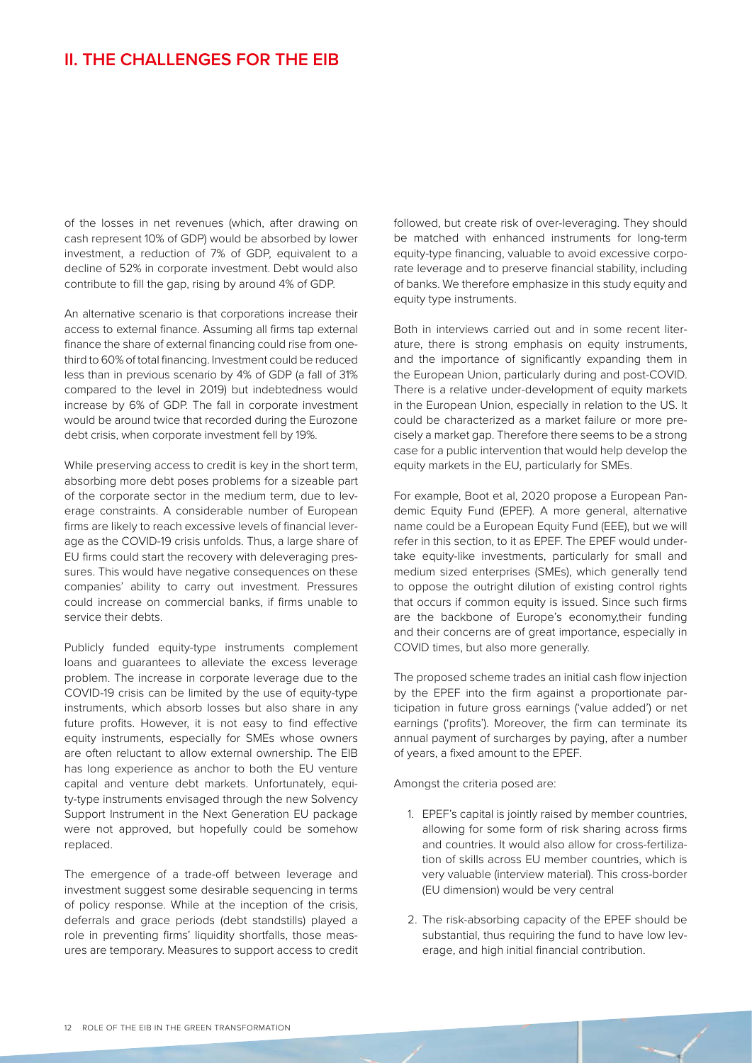## II. THE CHALLENGES FOR THE EIB

of the losses in net revenues (which, after drawing on cash represent 10% of GDP) would be absorbed by lower investment, a reduction of 7% of GDP, equivalent to a decline of 52% in corporate investment. Debt would also contribute to fill the gap, rising by around 4% of GDP.

An alternative scenario is that corporations increase their access to external finance. Assuming all firms tap external finance the share of external financing could rise from one-third to 60% of total financing. Investment could be reduced less than in previous scenario by 4% of GDP (a fall of 31% compared to the level in 2019) but indebtedness would increase by 6% of GDP. The fall in corporate investment would be around twice that recorded during the Eurozone debt crisis, when corporate investment fell by 19%.

While preserving access to credit is key in the short term, absorbing more debt poses problems for a sizeable part of the corporate sector in the medium term, due to leverage constraints. A considerable number of European firms are likely to reach excessive levels of financial leverage as the COVID-19 crisis unfolds. Thus, a large share of EU firms could start the recovery with deleveraging pressures. This would have negative consequences on these companies' ability to carry out investment. Pressures could increase on commercial banks, if firms unable to service their debts.

Publicly funded equity-type instruments complement loans and guarantees to alleviate the excess leverage problem. The increase in corporate leverage due to the COVID-19 crisis can be limited by the use of equity-type instruments, which absorb losses but also share in any future profits. However, it is not easy to find effective equity instruments, especially for SMEs whose owners are often reluctant to allow external ownership. The EIB has long experience as anchor to both the EU venture capital and venture debt markets. Unfortunately, equity-type instruments envisaged through the new Solvency Support Instrument in the Next Generation EU package were not approved, but hopefully could be somehow replaced.

The emergence of a trade-off between leverage and investment suggest some desirable sequencing in terms of policy response. While at the inception of the crisis, deferrals and grace periods (debt standstills) played a role in preventing firms' liquidity shortfalls, those measures are temporary. Measures to support access to credit followed, but create risk of over-leveraging. They should be matched with enhanced instruments for long-term equity-type financing, valuable to avoid excessive corporate leverage and to preserve financial stability, including of banks. We therefore emphasize in this study equity and equity type instruments.

Both in interviews carried out and in some recent literature, there is strong emphasis on equity instruments, and the importance of significantly expanding them in the European Union, particularly during and post-COVID. There is a relative under-development of equity markets in the European Union, especially in relation to the US. It could be characterized as a market failure or more precisely a market gap. Therefore there seems to be a strong case for a public intervention that would help develop the equity markets in the EU, particularly for SMEs.

For example, Boot et al, 2020 propose a European Pandemic Equity Fund (EPEF). A more general, alternative name could be a European Equity Fund (EEE), but we will refer in this section, to it as EPEF. The EPEF would undertake equity-like investments, particularly for small and medium sized enterprises (SMEs), which generally tend to oppose the outright dilution of existing control rights that occurs if common equity is issued. Since such firms are the backbone of Europe's economy,their funding and their concerns are of great importance, especially in COVID times, but also more generally.

The proposed scheme trades an initial cash flow injection by the EPEF into the firm against a proportionate participation in future gross earnings ('value added') or net earnings ('profits'). Moreover, the firm can terminate its annual payment of surcharges by paying, after a number of years, a fixed amount to the EPEF.

Amongst the criteria posed are:

1. EPEF's capital is jointly raised by member countries, allowing for some form of risk sharing across firms and countries. It would also allow for cross-fertilization of skills across EU member countries, which is very valuable (interview material). This cross-border (EU dimension) would be very central

2. The risk-absorbing capacity of the EPEF should be substantial, thus requiring the fund to have low leverage, and high initial financial contribution.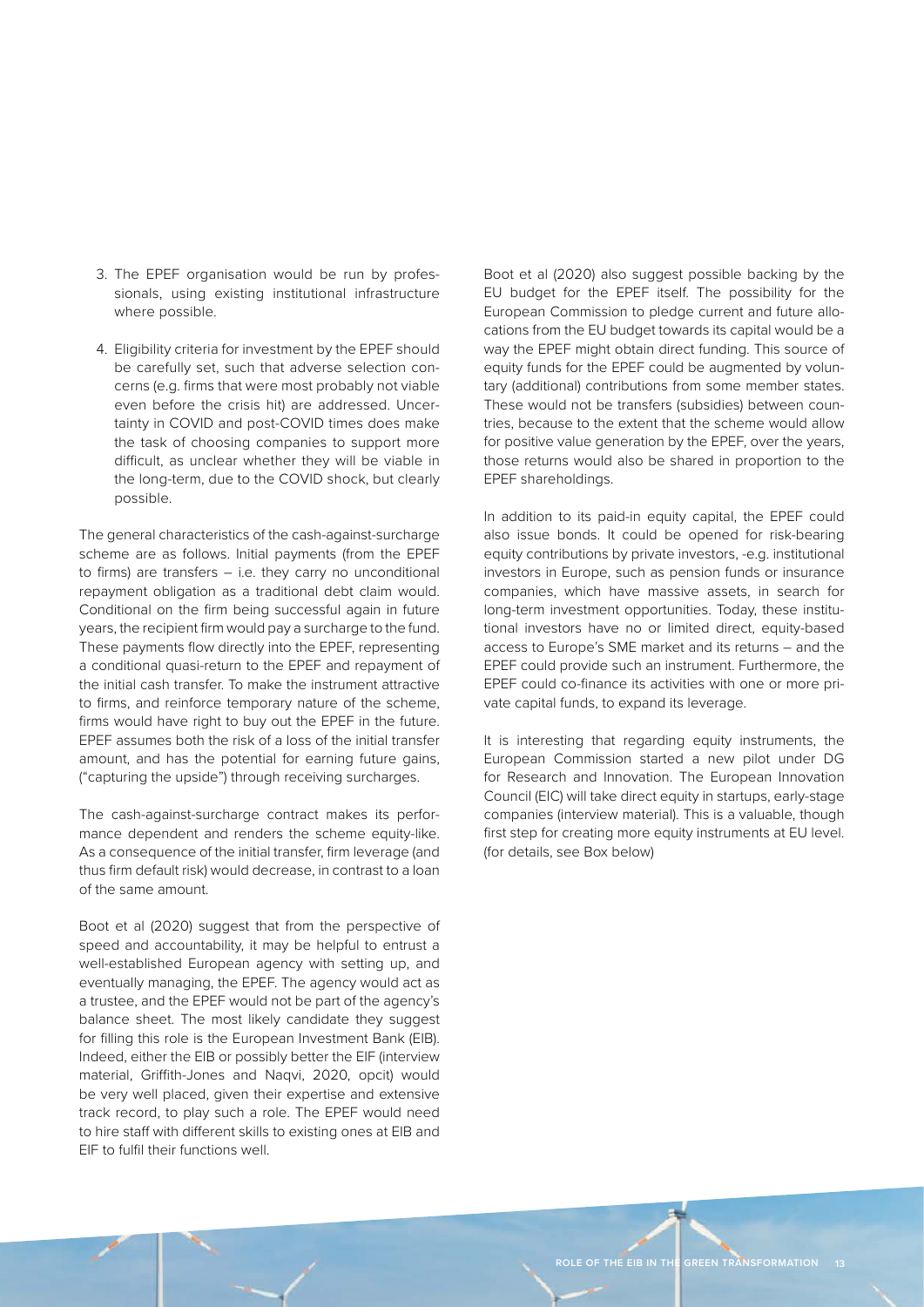3. The EPEF organisation would be run by professionals, using existing institutional infrastructure where possible.
4. Eligibility criteria for investment by the EPEF should be carefully set, such that adverse selection concerns (e.g. firms that were most probably not viable even before the crisis hit) are addressed. Uncertainty in COVID and post-COVID times does make the task of choosing companies to support more difficult, as unclear whether they will be viable in the long-term, due to the COVID shock, but clearly possible.

The general characteristics of the cash-against-surcharge scheme are as follows. Initial payments (from the EPEF to firms) are transfers – i.e. they carry no unconditional repayment obligation as a traditional debt claim would. Conditional on the firm being successful again in future years, the recipient firm would pay a surcharge to the fund. These payments flow directly into the EPEF, representing a conditional quasi-return to the EPEF and repayment of the initial cash transfer. To make the instrument attractive to firms, and reinforce temporary nature of the scheme, firms would have right to buy out the EPEF in the future. EPEF assumes both the risk of a loss of the initial transfer amount, and has the potential for earning future gains, ("capturing the upside") through receiving surcharges.

The cash-against-surcharge contract makes its performance dependent and renders the scheme equity-like. As a consequence of the initial transfer, firm leverage (and thus firm default risk) would decrease, in contrast to a loan of the same amount.

Boot et al (2020) suggest that from the perspective of speed and accountability, it may be helpful to entrust a well-established European agency with setting up, and eventually managing, the EPEF. The agency would act as a trustee, and the EPEF would not be part of the agency's balance sheet. The most likely candidate they suggest for filling this role is the European Investment Bank (EIB). Indeed, either the EIB or possibly better the EIF (interview material, Griffith-Jones and Naqvi, 2020, opcit) would be very well placed, given their expertise and extensive track record, to play such a role. The EPEF would need to hire staff with different skills to existing ones at EIB and EIF to fulfil their functions well.

Boot et al (2020) also suggest possible backing by the EU budget for the EPEF itself. The possibility for the European Commission to pledge current and future allocations from the EU budget towards its capital would be a way the EPEF might obtain direct funding. This source of equity funds for the EPEF could be augmented by voluntary (additional) contributions from some member states. These would not be transfers (subsidies) between countries, because to the extent that the scheme would allow for positive value generation by the EPEF, over the years, those returns would also be shared in proportion to the EPEF shareholdings.

In addition to its paid-in equity capital, the EPEF could also issue bonds. It could be opened for risk-bearing equity contributions by private investors, -e.g. institutional investors in Europe, such as pension funds or insurance companies, which have massive assets, in search for long-term investment opportunities. Today, these institutional investors have no or limited direct, equity-based access to Europe's SME market and its returns – and the EPEF could provide such an instrument. Furthermore, the EPEF could co-finance its activities with one or more private capital funds, to expand its leverage.

It is interesting that regarding equity instruments, the European Commission started a new pilot under DG for Research and Innovation. The European Innovation Council (EIC) will take direct equity in startups, early-stage companies (interview material). This is a valuable, though first step for creating more equity instruments at EU level. (for details, see Box below)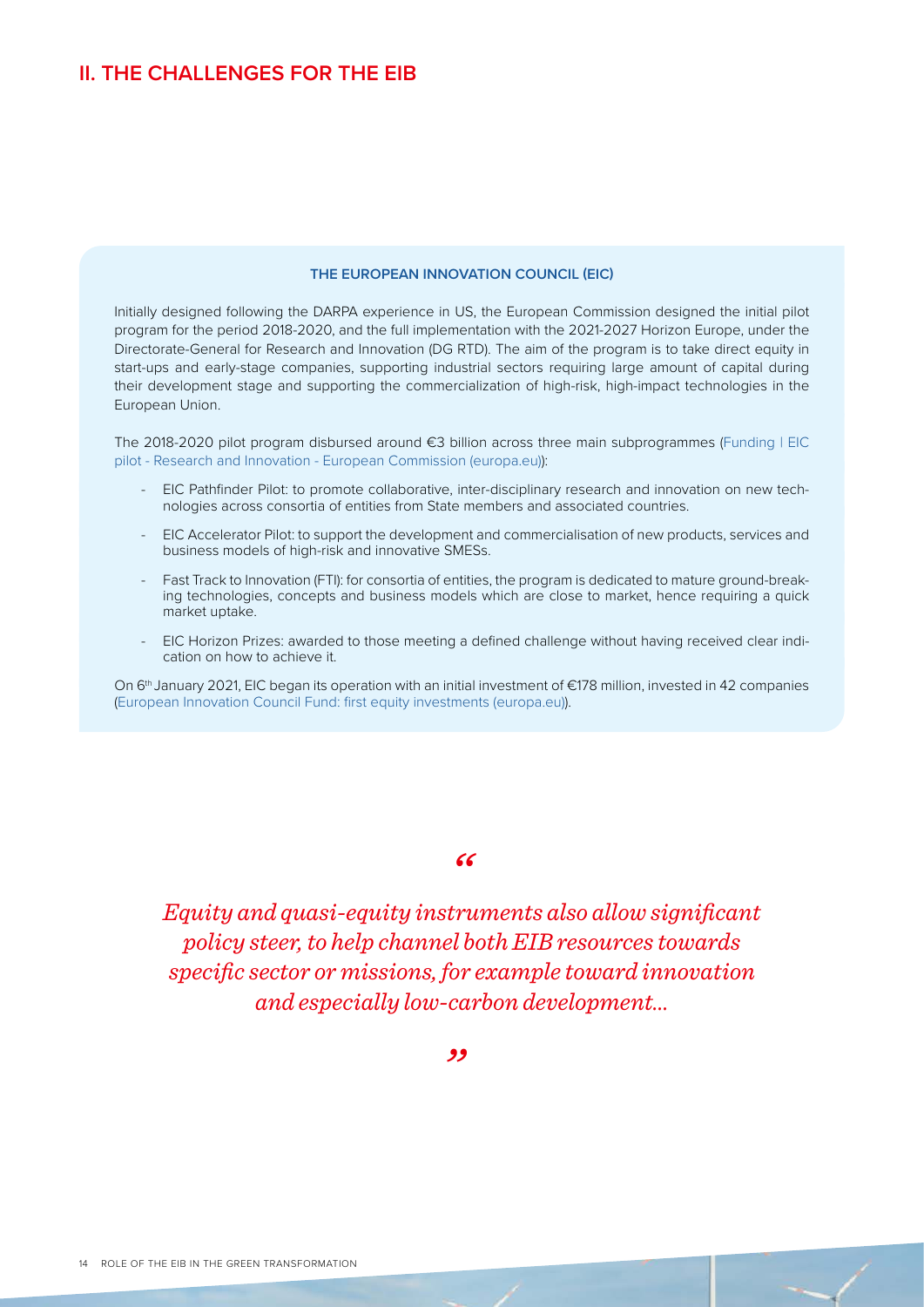## II. THE CHALLENGES FOR THE EIB

### THE EUROPEAN INNOVATION COUNCIL (EIC)

Initially designed following the DARPA experience in US, the European Commission designed the initial pilot program for the period 2018-2020, and the full implementation with the 2021-2027 Horizon Europe, under the Directorate-General for Research and Innovation (DG RTD). The aim of the program is to take direct equity in start-ups and early-stage companies, supporting industrial sectors requiring large amount of capital during their development stage and supporting the commercialization of high-risk, high-impact technologies in the European Union.

The 2018-2020 pilot program disbursed around €3 billion across three main subprogrammes (Funding | EIC pilot - Research and Innovation - European Commission (europa.eu)):

- EIC Pathfinder Pilot: to promote collaborative, inter-disciplinary research and innovation on new technologies across consortia of entities from State members and associated countries.
- EIC Accelerator Pilot: to support the development and commercialisation of new products, services and business models of high-risk and innovative SMESs.
- Fast Track to Innovation (FTI): for consortia of entities, the program is dedicated to mature ground-breaking technologies, concepts and business models which are close to market, hence requiring a quick market uptake.
- EIC Horizon Prizes: awarded to those meeting a defined challenge without having received clear indication on how to achieve it.

On 6th January 2021, EIC began its operation with an initial investment of €178 million, invested in 42 companies (European Innovation Council Fund: first equity investments (europa.eu)).

> *"Equity and quasi-equity instruments also allow significant policy steer, to help channel both EIB resources towards specific sector or missions, for example toward innovation and especially low-carbon development..."*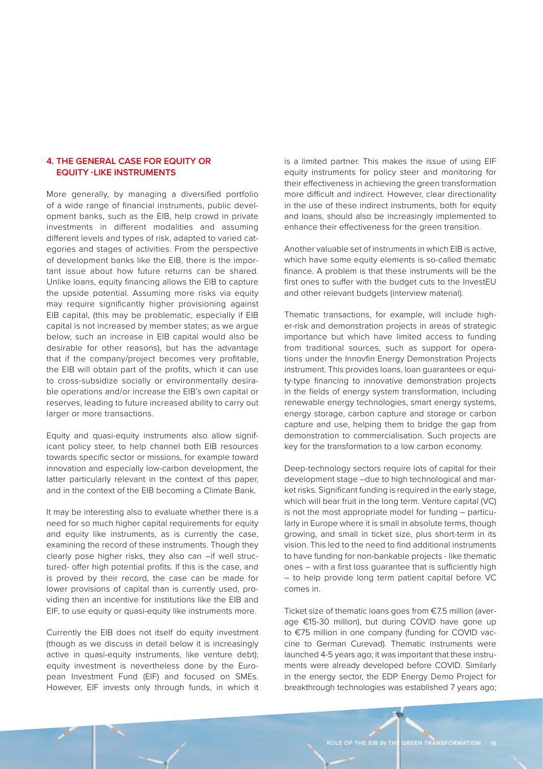## 4. THE GENERAL CASE FOR EQUITY OR EQUITY -LIKE INSTRUMENTS

More generally, by managing a diversified portfolio of a wide range of financial instruments, public development banks, such as the EIB, help crowd in private investments in different modalities and assuming different levels and types of risk, adapted to varied categories and stages of activities. From the perspective of development banks like the EIB, there is the important issue about how future returns can be shared. Unlike loans, equity financing allows the EIB to capture the upside potential. Assuming more risks via equity may require significantly higher provisioning against EIB capital, (this may be problematic, especially if EIB capital is not increased by member states; as we argue below, such an increase in EIB capital would also be desirable for other reasons), but has the advantage that if the company/project becomes very profitable, the EIB will obtain part of the profits, which it can use to cross-subsidize socially or environmentally desirable operations and/or increase the EIB's own capital or reserves, leading to future increased ability to carry out larger or more transactions.

Equity and quasi-equity instruments also allow significant policy steer, to help channel both EIB resources towards specific sector or missions, for example toward innovation and especially low-carbon development, the latter particularly relevant in the context of this paper, and in the context of the EIB becoming a Climate Bank.

It may be interesting also to evaluate whether there is a need for so much higher capital requirements for equity and equity like instruments, as is currently the case, examining the record of these instruments. Though they clearly pose higher risks, they also can –if well structured- offer high potential profits. If this is the case, and is proved by their record, the case can be made for lower provisions of capital than is currently used, providing then an incentive for institutions like the EIB and EIF, to use equity or quasi-equity like instruments more.

Currently the EIB does not itself do equity investment (though as we discuss in detail below it is increasingly active in quasi-equity instruments, like venture debt); equity investment is nevertheless done by the European Investment Fund (EIF) and focused on SMEs. However, EIF invests only through funds, in which it is a limited partner. This makes the issue of using EIF equity instruments for policy steer and monitoring for their effectiveness in achieving the green transformation more difficult and indirect. However, clear directionality in the use of these indirect instruments, both for equity and loans, should also be increasingly implemented to enhance their effectiveness for the green transition.

Another valuable set of instruments in which EIB is active, which have some equity elements is so-called thematic finance. A problem is that these instruments will be the first ones to suffer with the budget cuts to the InvestEU and other relevant budgets (interview material).

Thematic transactions, for example, will include higher-risk and demonstration projects in areas of strategic importance but which have limited access to funding from traditional sources, such as support for operations under the Innovfin Energy Demonstration Projects instrument. This provides loans, loan guarantees or equity-type financing to innovative demonstration projects in the fields of energy system transformation, including renewable energy technologies, smart energy systems, energy storage, carbon capture and storage or carbon capture and use, helping them to bridge the gap from demonstration to commercialisation. Such projects are key for the transformation to a low carbon economy.

Deep-technology sectors require lots of capital for their development stage –due to high technological and market risks. Significant funding is required in the early stage, which will bear fruit in the long term. Venture capital (VC) is not the most appropriate model for funding – particularly in Europe where it is small in absolute terms, though growing, and small in ticket size, plus short-term in its vision. This led to the need to find additional instruments to have funding for non-bankable projects - like thematic ones – with a first loss guarantee that is sufficiently high – to help provide long term patient capital before VC comes in.

Ticket size of thematic loans goes from €7.5 million (average €15-30 million), but during COVID have gone up to €75 million in one company (funding for COVID vaccine to German Curevad). Thematic instruments were launched 4-5 years ago; it was important that these instruments were already developed before COVID. Similarly in the energy sector, the EDP Energy Demo Project for breakthrough technologies was established 7 years ago;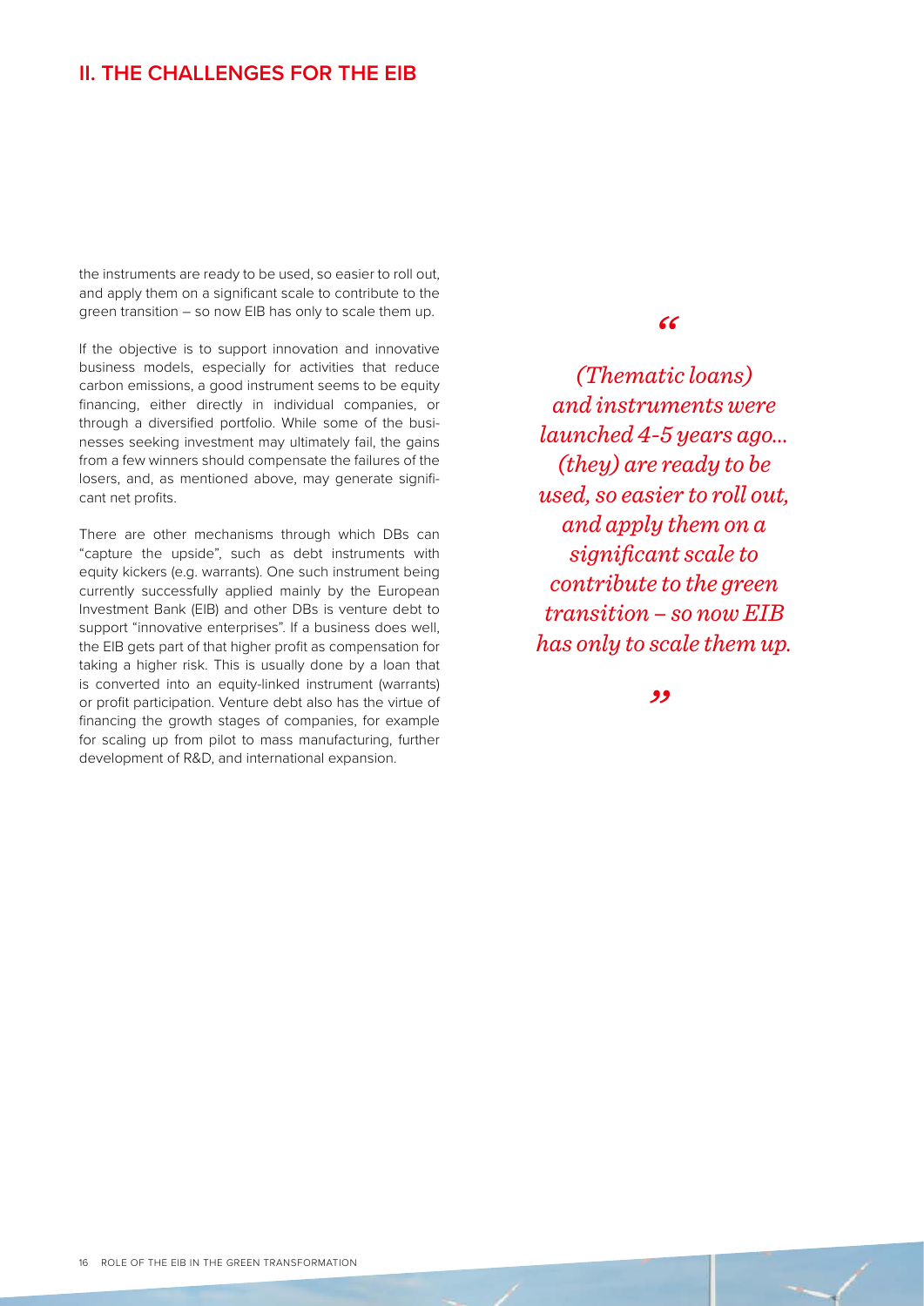## II. THE CHALLENGES FOR THE EIB

the instruments are ready to be used, so easier to roll out, and apply them on a significant scale to contribute to the green transition – so now EIB has only to scale them up.

If the objective is to support innovation and innovative business models, especially for activities that reduce carbon emissions, a good instrument seems to be equity financing, either directly in individual companies, or through a diversified portfolio. While some of the businesses seeking investment may ultimately fail, the gains from a few winners should compensate the failures of the losers, and, as mentioned above, may generate significant net profits.

There are other mechanisms through which DBs can "capture the upside", such as debt instruments with equity kickers (e.g. warrants). One such instrument being currently successfully applied mainly by the European Investment Bank (EIB) and other DBs is venture debt to support "innovative enterprises". If a business does well, the EIB gets part of that higher profit as compensation for taking a higher risk. This is usually done by a loan that is converted into an equity-linked instrument (warrants) or profit participation. Venture debt also has the virtue of financing the growth stages of companies, for example for scaling up from pilot to mass manufacturing, further development of R&D, and international expansion.

> *"(Thematic loans) and instruments were launched 4-5 years ago... (they) are ready to be used, so easier to roll out, and apply them on a significant scale to contribute to the green transition – so now EIB has only to scale them up."*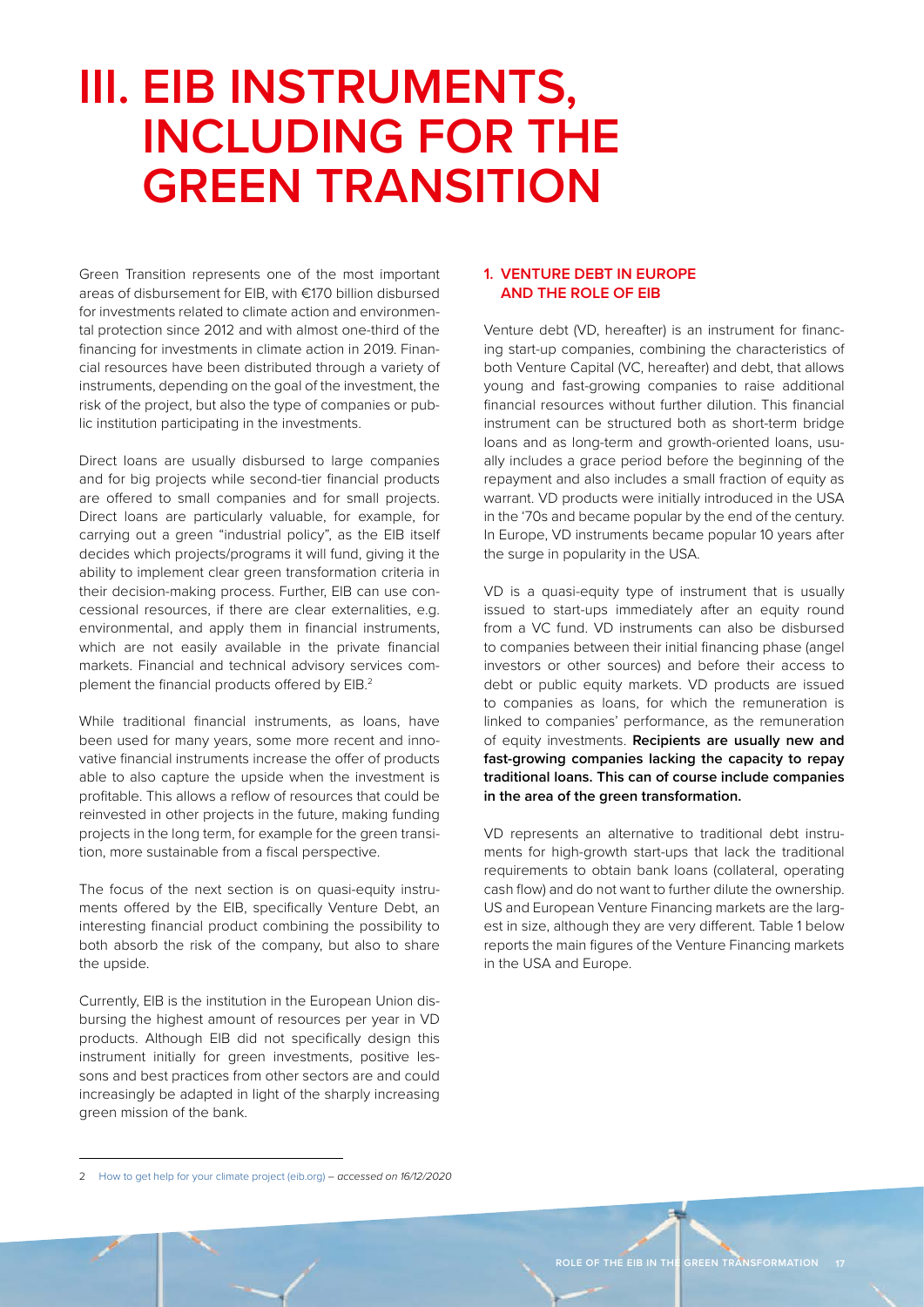# III. EIB INSTRUMENTS, INCLUDING FOR THE GREEN TRANSITION

Green Transition represents one of the most important areas of disbursement for EIB, with €170 billion disbursed for investments related to climate action and environmental protection since 2012 and with almost one-third of the financing for investments in climate action in 2019. Financial resources have been distributed through a variety of instruments, depending on the goal of the investment, the risk of the project, but also the type of companies or public institution participating in the investments.

Direct loans are usually disbursed to large companies and for big projects while second-tier financial products are offered to small companies and for small projects. Direct loans are particularly valuable, for example, for carrying out a green "industrial policy", as the EIB itself decides which projects/programs it will fund, giving it the ability to implement clear green transformation criteria in their decision-making process. Further, EIB can use concessional resources, if there are clear externalities, e.g. environmental, and apply them in financial instruments, which are not easily available in the private financial markets. Financial and technical advisory services complement the financial products offered by EIB.[2]

While traditional financial instruments, as loans, have been used for many years, some more recent and innovative financial instruments increase the offer of products able to also capture the upside when the investment is profitable. This allows a reflow of resources that could be reinvested in other projects in the future, making funding projects in the long term, for example for the green transition, more sustainable from a fiscal perspective.

The focus of the next section is on quasi-equity instruments offered by the EIB, specifically Venture Debt, an interesting financial product combining the possibility to both absorb the risk of the company, but also to share the upside.

Currently, EIB is the institution in the European Union disbursing the highest amount of resources per year in VD products. Although EIB did not specifically design this instrument initially for green investments, positive lessons and best practices from other sectors are and could increasingly be adapted in light of the sharply increasing green mission of the bank.

## 1. VENTURE DEBT IN EUROPE AND THE ROLE OF EIB

Venture debt (VD, hereafter) is an instrument for financing start-up companies, combining the characteristics of both Venture Capital (VC, hereafter) and debt, that allows young and fast-growing companies to raise additional financial resources without further dilution. This financial instrument can be structured both as short-term bridge loans and as long-term and growth-oriented loans, usually includes a grace period before the beginning of the repayment and also includes a small fraction of equity as warrant. VD products were initially introduced in the USA in the '70s and became popular by the end of the century. In Europe, VD instruments became popular 10 years after the surge in popularity in the USA.

VD is a quasi-equity type of instrument that is usually issued to start-ups immediately after an equity round from a VC fund. VD instruments can also be disbursed to companies between their initial financing phase (angel investors or other sources) and before their access to debt or public equity markets. VD products are issued to companies as loans, for which the remuneration is linked to companies' performance, as the remuneration of equity investments. **Recipients are usually new and fast-growing companies lacking the capacity to repay traditional loans. This can of course include companies in the area of the green transformation.**

VD represents an alternative to traditional debt instruments for high-growth start-ups that lack the traditional requirements to obtain bank loans (collateral, operating cash flow) and do not want to further dilute the ownership. US and European Venture Financing markets are the largest in size, although they are very different. Table 1 below reports the main figures of the Venture Financing markets in the USA and Europe.

---

2 How to get help for your climate project (eib.org) – *accessed on 16/12/2020*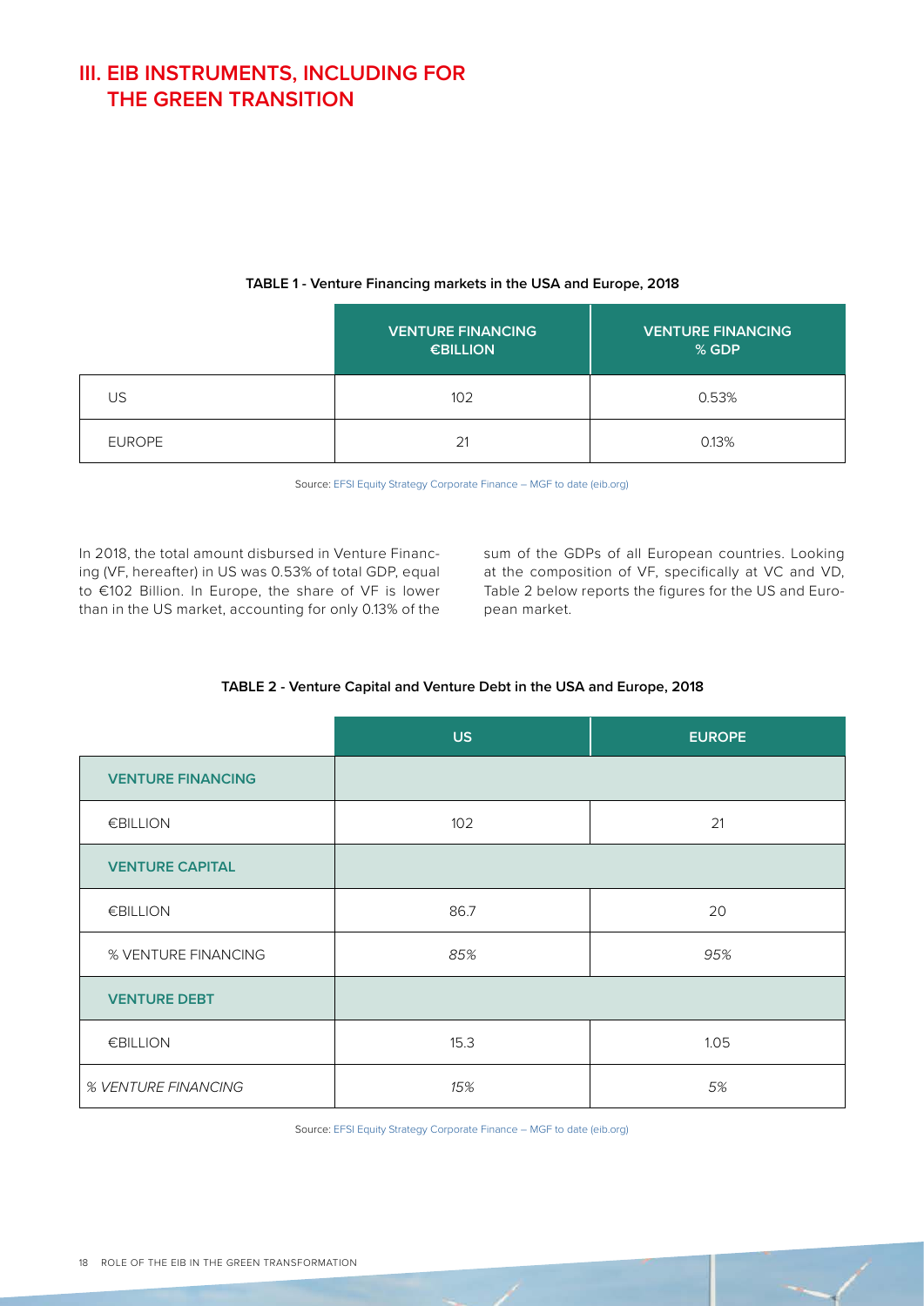## III. EIB INSTRUMENTS, INCLUDING FOR THE GREEN TRANSITION

**TABLE 1 - Venture Financing markets in the USA and Europe, 2018**

| | VENTURE FINANCING €BILLION | VENTURE FINANCING % GDP |
|---|---|---|
| US | 102 | 0.53% |
| EUROPE | 21 | 0.13% |

Source: EFSI Equity Strategy Corporate Finance – MGF to date (eib.org)

In 2018, the total amount disbursed in Venture Financing (VF, hereafter) in US was 0.53% of total GDP, equal to €102 Billion. In Europe, the share of VF is lower than in the US market, accounting for only 0.13% of the sum of the GDPs of all European countries. Looking at the composition of VF, specifically at VC and VD, Table 2 below reports the figures for the US and European market.

**TABLE 2 - Venture Capital and Venture Debt in the USA and Europe, 2018**

| | US | EUROPE |
|---|---|---|
| **VENTURE FINANCING** | | |
| €BILLION | 102 | 21 |
| **VENTURE CAPITAL** | | |
| €BILLION | 86.7 | 20 |
| % VENTURE FINANCING | *85%* | *95%* |
| **VENTURE DEBT** | | |
| €BILLION | 15.3 | 1.05 |
| *% VENTURE FINANCING* | *15%* | *5%* |

Source: EFSI Equity Strategy Corporate Finance – MGF to date (eib.org)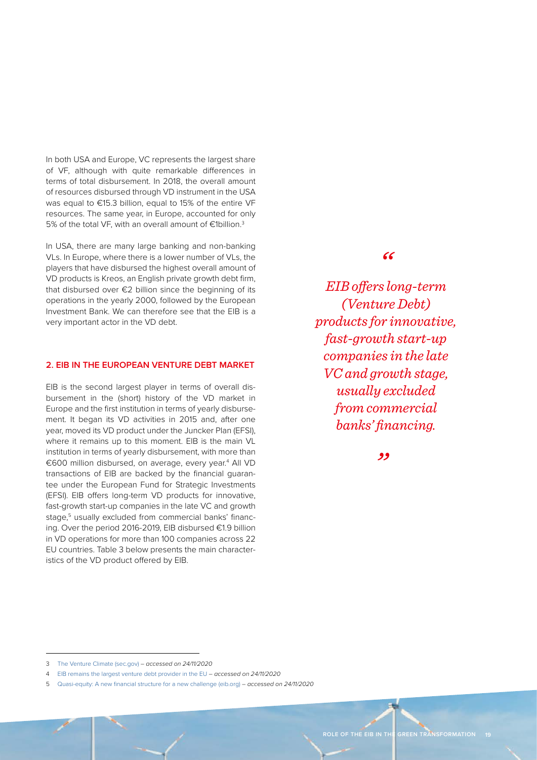In both USA and Europe, VC represents the largest share of VF, although with quite remarkable differences in terms of total disbursement. In 2018, the overall amount of resources disbursed through VD instrument in the USA was equal to €15.3 billion, equal to 15% of the entire VF resources. The same year, in Europe, accounted for only 5% of the total VF, with an overall amount of €1billion.[3]

In USA, there are many large banking and non-banking VLs. In Europe, where there is a lower number of VLs, the players that have disbursed the highest overall amount of VD products is Kreos, an English private growth debt firm, that disbursed over €2 billion since the beginning of its operations in the yearly 2000, followed by the European Investment Bank. We can therefore see that the EIB is a very important actor in the VD debt.

## 2. EIB IN THE EUROPEAN VENTURE DEBT MARKET

EIB is the second largest player in terms of overall disbursement in the (short) history of the VD market in Europe and the first institution in terms of yearly disbursement. It began its VD activities in 2015 and, after one year, moved its VD product under the Juncker Plan (EFSI), where it remains up to this moment. EIB is the main VL institution in terms of yearly disbursement, with more than €600 million disbursed, on average, every year.[4] All VD transactions of EIB are backed by the financial guarantee under the European Fund for Strategic Investments (EFSI). EIB offers long-term VD products for innovative, fast-growth start-up companies in the late VC and growth stage,[5] usually excluded from commercial banks' financing. Over the period 2016-2019, EIB disbursed €1.9 billion in VD operations for more than 100 companies across 22 EU countries. Table 3 below presents the main characteristics of the VD product offered by EIB.

> *"EIB offers long-term (Venture Debt) products for innovative, fast-growth start-up companies in the late VC and growth stage, usually excluded from commercial banks' financing."*

---

3 The Venture Climate (sec.gov) – *accessed on 24/11/2020*

4 EIB remains the largest venture debt provider in the EU – *accessed on 24/11/2020*

5 Quasi-equity: A new financial structure for a new challenge (eib.org) – *accessed on 24/11/2020*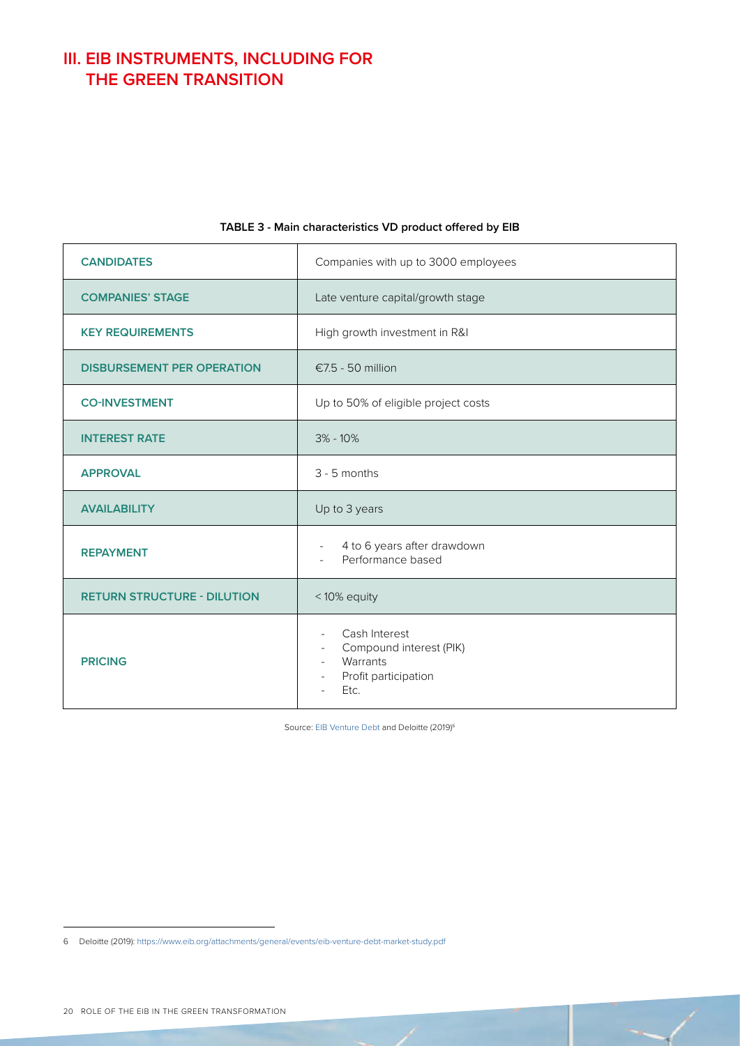## III. EIB INSTRUMENTS, INCLUDING FOR THE GREEN TRANSITION

**TABLE 3 - Main characteristics VD product offered by EIB**

| | |
|---|---|
| **CANDIDATES** | Companies with up to 3000 employees |
| **COMPANIES' STAGE** | Late venture capital/growth stage |
| **KEY REQUIREMENTS** | High growth investment in R&I |
| **DISBURSEMENT PER OPERATION** | €7.5 - 50 million |
| **CO-INVESTMENT** | Up to 50% of eligible project costs |
| **INTEREST RATE** | 3% - 10% |
| **APPROVAL** | 3 - 5 months |
| **AVAILABILITY** | Up to 3 years |
| **REPAYMENT** | - 4 to 6 years after drawdown<br>- Performance based |
| **RETURN STRUCTURE - DILUTION** | < 10% equity |
| **PRICING** | - Cash Interest<br>- Compound interest (PIK)<br>- Warrants<br>- Profit participation<br>- Etc. |

Source: EIB Venture Debt and Deloitte (2019)[6]

6 Deloitte (2019): https://www.eib.org/attachments/general/events/eib-venture-debt-market-study.pdf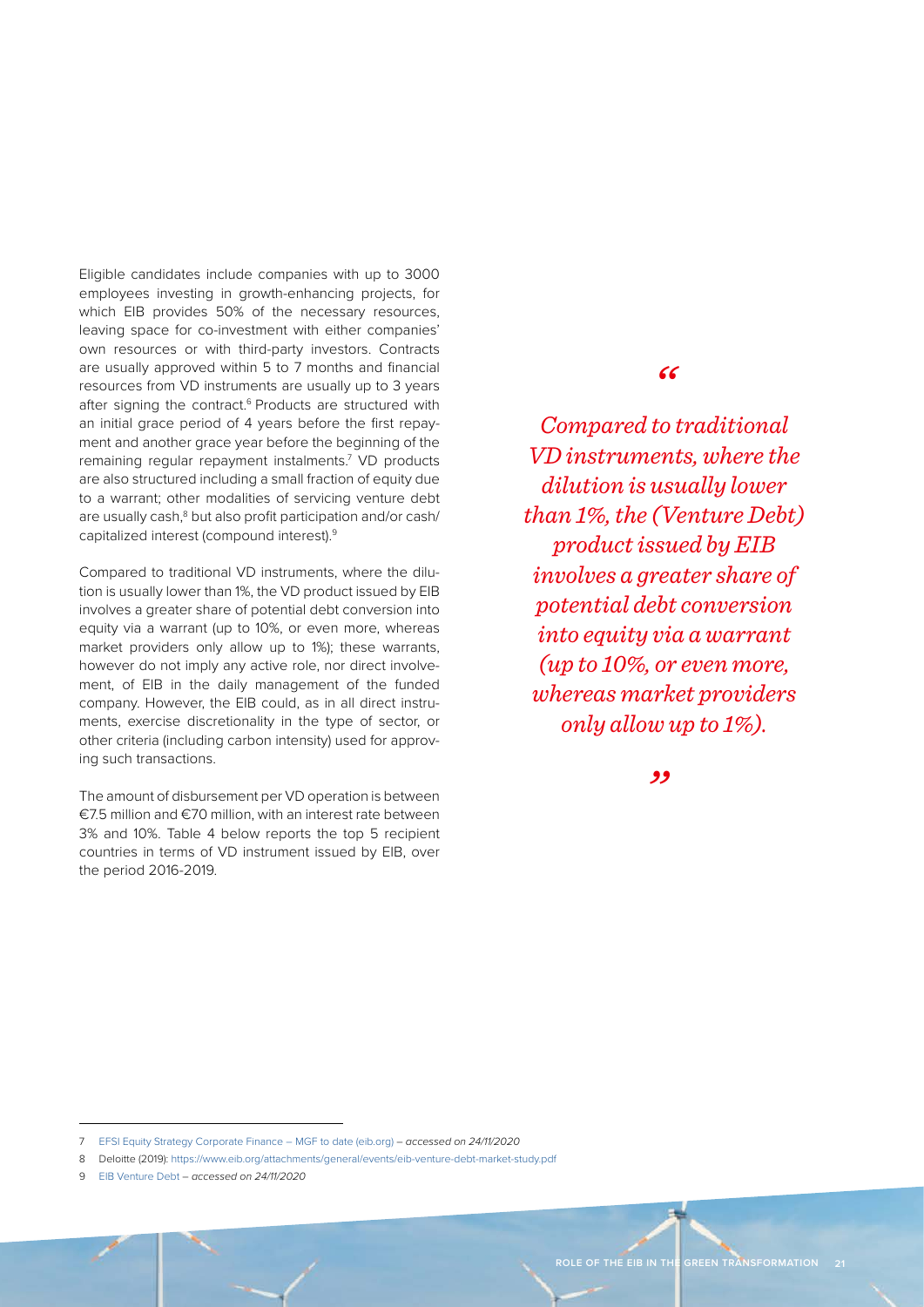Eligible candidates include companies with up to 3000 employees investing in growth-enhancing projects, for which EIB provides 50% of the necessary resources, leaving space for co-investment with either companies' own resources or with third-party investors. Contracts are usually approved within 5 to 7 months and financial resources from VD instruments are usually up to 3 years after signing the contract.[6] Products are structured with an initial grace period of 4 years before the first repayment and another grace year before the beginning of the remaining regular repayment instalments.[7] VD products are also structured including a small fraction of equity due to a warrant; other modalities of servicing venture debt are usually cash,[8] but also profit participation and/or cash/capitalized interest (compound interest).[9]

Compared to traditional VD instruments, where the dilution is usually lower than 1%, the VD product issued by EIB involves a greater share of potential debt conversion into equity via a warrant (up to 10%, or even more, whereas market providers only allow up to 1%); these warrants, however do not imply any active role, nor direct involvement, of EIB in the daily management of the funded company. However, the EIB could, as in all direct instruments, exercise discretionality in the type of sector, or other criteria (including carbon intensity) used for approving such transactions.

The amount of disbursement per VD operation is between €7.5 million and €70 million, with an interest rate between 3% and 10%. Table 4 below reports the top 5 recipient countries in terms of VD instrument issued by EIB, over the period 2016-2019.

> *"Compared to traditional VD instruments, where the dilution is usually lower than 1%, the (Venture Debt) product issued by EIB involves a greater share of potential debt conversion into equity via a warrant (up to 10%, or even more, whereas market providers only allow up to 1%)."*

---

7 EFSI Equity Strategy Corporate Finance – MGF to date (eib.org) – *accessed on 24/11/2020*

8 Deloitte (2019): https://www.eib.org/attachments/general/events/eib-venture-debt-market-study.pdf

9 EIB Venture Debt – *accessed on 24/11/2020*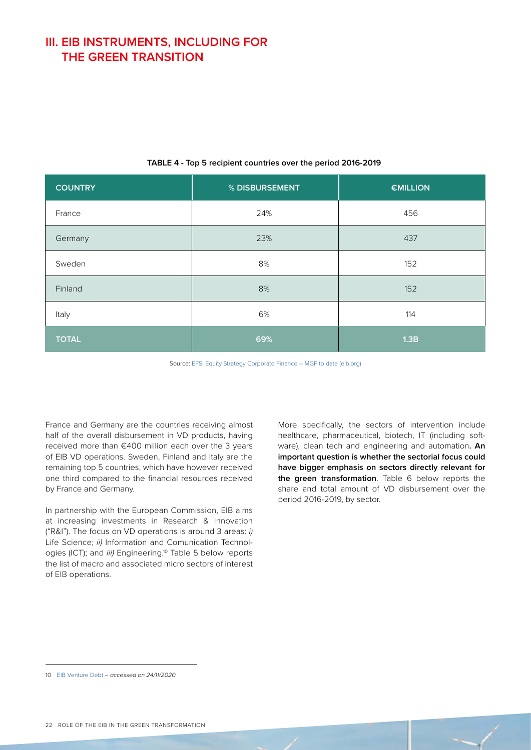## III. EIB INSTRUMENTS, INCLUDING FOR THE GREEN TRANSITION

**TABLE 4 - Top 5 recipient countries over the period 2016-2019**

| COUNTRY | % DISBURSEMENT | €MILLION |
|---|---|---|
| France | 24% | 456 |
| Germany | 23% | 437 |
| Sweden | 8% | 152 |
| Finland | 8% | 152 |
| Italy | 6% | 114 |
| **TOTAL** | **69%** | **1.3B** |

Source: EFSI Equity Strategy Corporate Finance – MGF to date (eib.org)

France and Germany are the countries receiving almost half of the overall disbursement in VD products, having received more than €400 million each over the 3 years of EIB VD operations. Sweden, Finland and Italy are the remaining top 5 countries, which have however received one third compared to the financial resources received by France and Germany.

In partnership with the European Commission, EIB aims at increasing investments in Research & Innovation ("R&I"). The focus on VD operations is around 3 areas: *i)* Life Science; *ii)* Information and Comunication Technologies (ICT); and *iii)* Engineering.[10] Table 5 below reports the list of macro and associated micro sectors of interest of EIB operations.

More specifically, the sectors of intervention include healthcare, pharmaceutical, biotech, IT (including software), clean tech and engineering and automation**. An important question is whether the sectorial focus could have bigger emphasis on sectors directly relevant for the green transformation**. Table 6 below reports the share and total amount of VD disbursement over the period 2016-2019, by sector.

10 EIB Venture Debt – *accessed on 24/11/2020*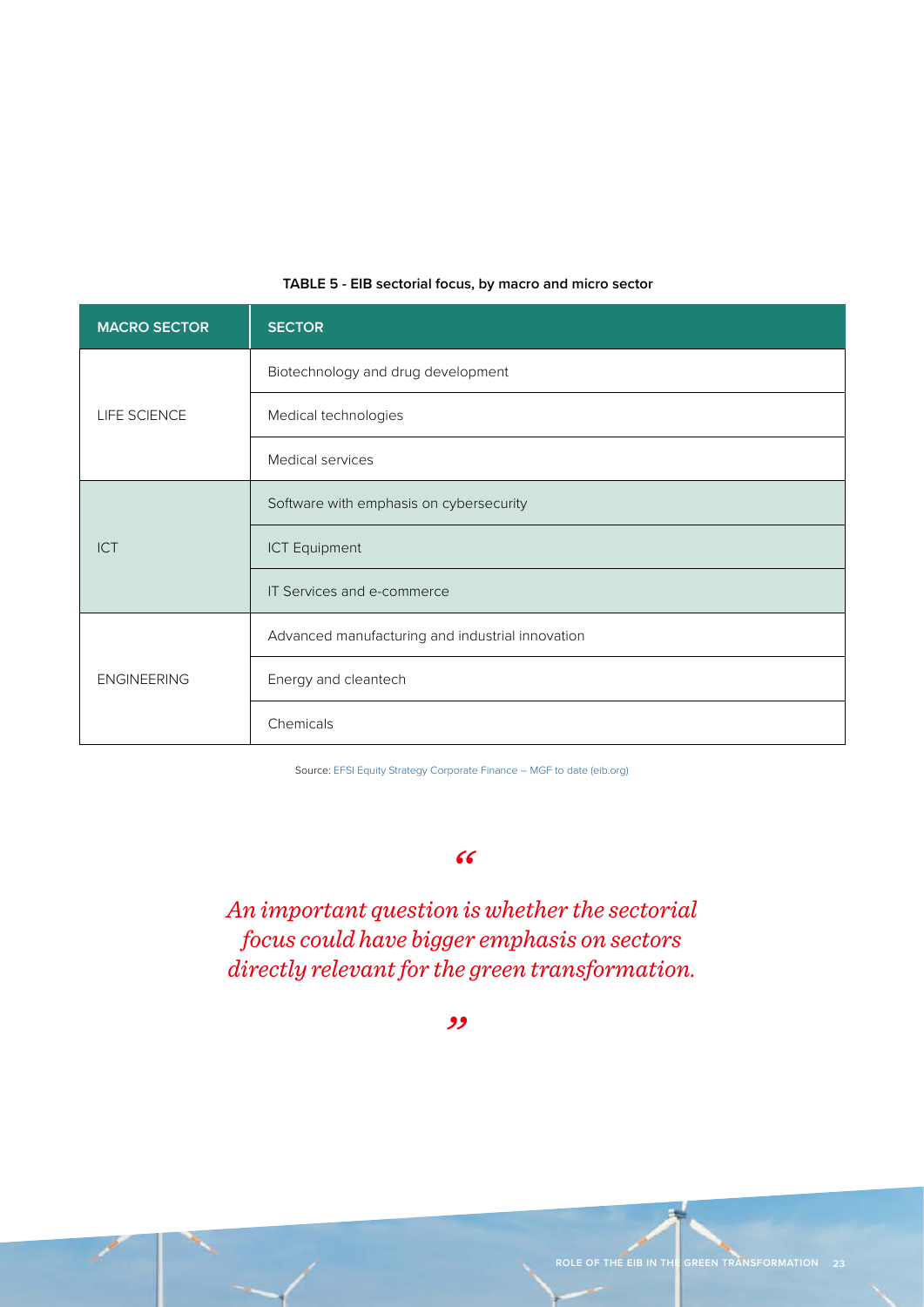**TABLE 5 - EIB sectorial focus, by macro and micro sector**

| MACRO SECTOR | SECTOR |
|---|---|
| LIFE SCIENCE | Biotechnology and drug development |
| | Medical technologies |
| | Medical services |
| ICT | Software with emphasis on cybersecurity |
| | ICT Equipment |
| | IT Services and e-commerce |
| ENGINEERING | Advanced manufacturing and industrial innovation |
| | Energy and cleantech |
| | Chemicals |

Source: EFSI Equity Strategy Corporate Finance – MGF to date (eib.org)

> *"An important question is whether the sectorial focus could have bigger emphasis on sectors directly relevant for the green transformation."*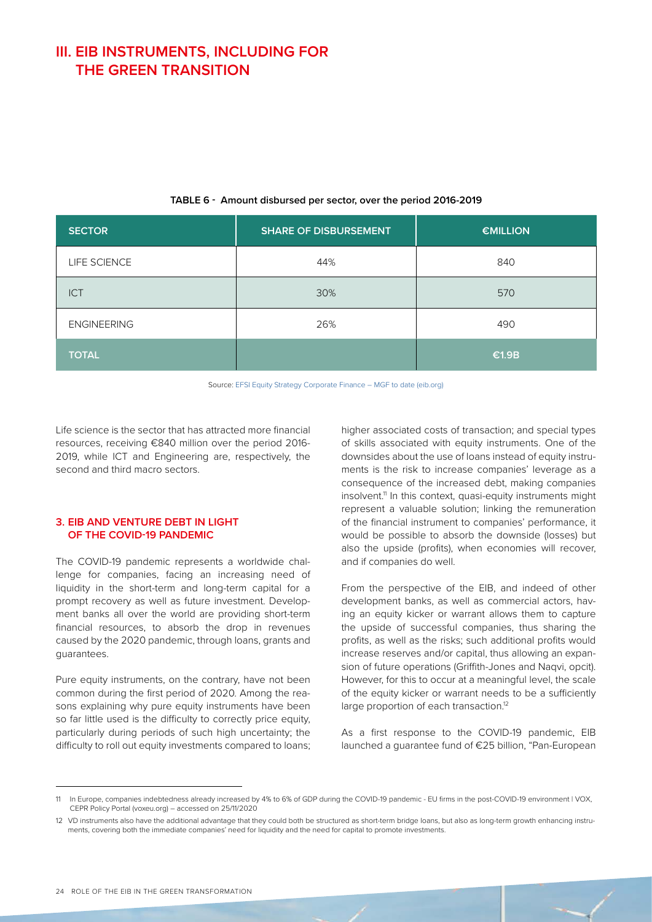## III. EIB INSTRUMENTS, INCLUDING FOR THE GREEN TRANSITION

**TABLE 6 - Amount disbursed per sector, over the period 2016-2019**

| SECTOR | SHARE OF DISBURSEMENT | €MILLION |
|---|---|---|
| LIFE SCIENCE | 44% | 840 |
| ICT | 30% | 570 |
| ENGINEERING | 26% | 490 |
| **TOTAL** | | **€1.9B** |

Source: EFSI Equity Strategy Corporate Finance – MGF to date (eib.org)

Life science is the sector that has attracted more financial resources, receiving €840 million over the period 2016-2019, while ICT and Engineering are, respectively, the second and third macro sectors.

### 3. EIB AND VENTURE DEBT IN LIGHT OF THE COVID-19 PANDEMIC

The COVID-19 pandemic represents a worldwide challenge for companies, facing an increasing need of liquidity in the short-term and long-term capital for a prompt recovery as well as future investment. Development banks all over the world are providing short-term financial resources, to absorb the drop in revenues caused by the 2020 pandemic, through loans, grants and guarantees.

Pure equity instruments, on the contrary, have not been common during the first period of 2020. Among the reasons explaining why pure equity instruments have been so far little used is the difficulty to correctly price equity, particularly during periods of such high uncertainty; the difficulty to roll out equity investments compared to loans; higher associated costs of transaction; and special types of skills associated with equity instruments. One of the downsides about the use of loans instead of equity instruments is the risk to increase companies' leverage as a consequence of the increased debt, making companies insolvent.[11] In this context, quasi-equity instruments might represent a valuable solution; linking the remuneration of the financial instrument to companies' performance, it would be possible to absorb the downside (losses) but also the upside (profits), when economies will recover, and if companies do well.

From the perspective of the EIB, and indeed of other development banks, as well as commercial actors, having an equity kicker or warrant allows them to capture the upside of successful companies, thus sharing the profits, as well as the risks; such additional profits would increase reserves and/or capital, thus allowing an expansion of future operations (Griffith-Jones and Naqvi, opcit). However, for this to occur at a meaningful level, the scale of the equity kicker or warrant needs to be a sufficiently large proportion of each transaction.[12]

As a first response to the COVID-19 pandemic, EIB launched a guarantee fund of €25 billion, "Pan-European

---

[11] In Europe, companies indebtedness already increased by 4% to 6% of GDP during the COVID-19 pandemic - EU firms in the post-COVID-19 environment | VOX, CEPR Policy Portal (voxeu.org) – accessed on 25/11/2020

[12] VD instruments also have the additional advantage that they could both be structured as short-term bridge loans, but also as long-term growth enhancing instruments, covering both the immediate companies' need for liquidity and the need for capital to promote investments.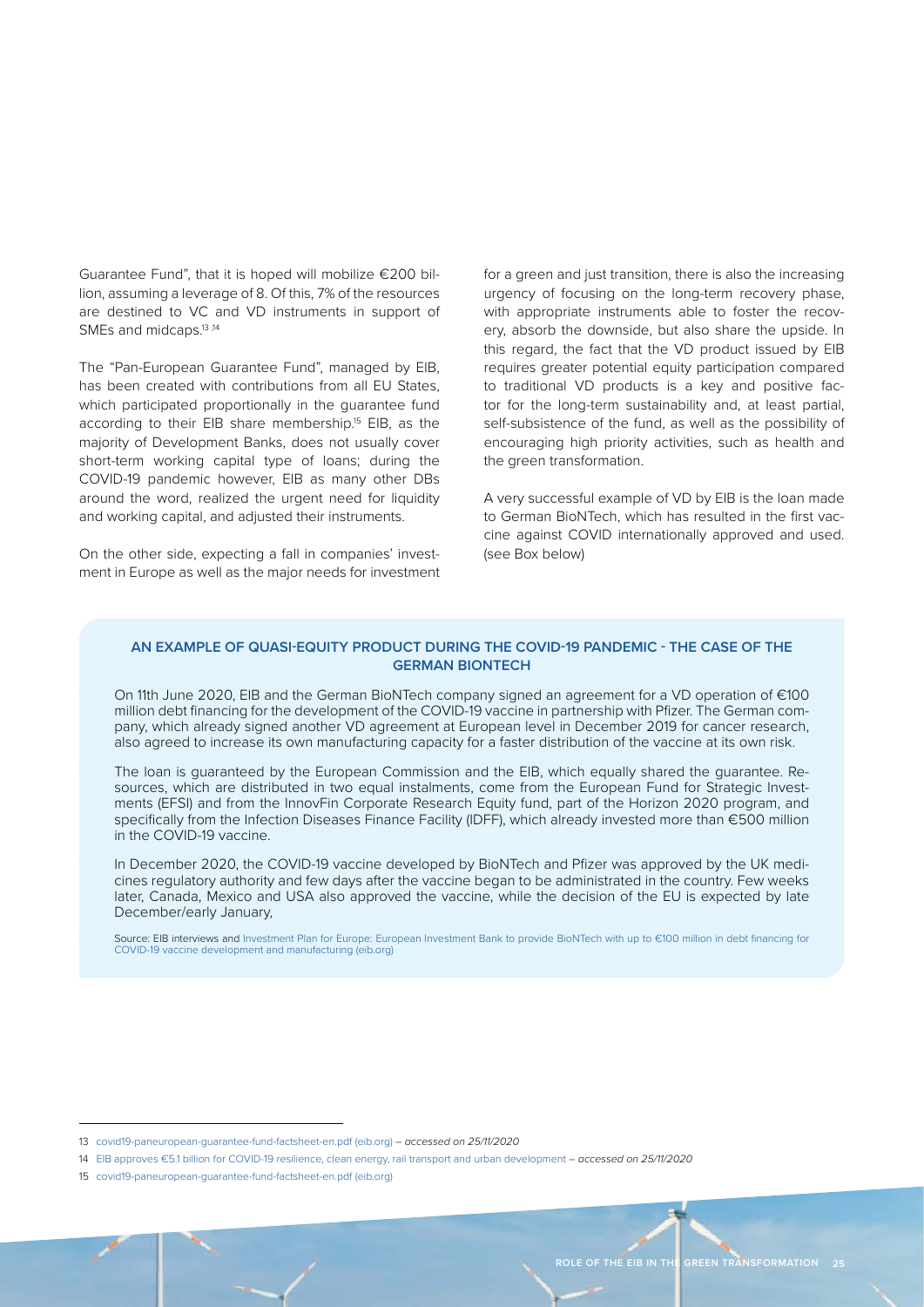Guarantee Fund", that it is hoped will mobilize €200 billion, assuming a leverage of 8. Of this, 7% of the resources are destined to VC and VD instruments in support of SMEs and midcaps.[13,14]

The "Pan-European Guarantee Fund", managed by EIB, has been created with contributions from all EU States, which participated proportionally in the guarantee fund according to their EIB share membership.[15] EIB, as the majority of Development Banks, does not usually cover short-term working capital type of loans; during the COVID-19 pandemic however, EIB as many other DBs around the word, realized the urgent need for liquidity and working capital, and adjusted their instruments.

On the other side, expecting a fall in companies' investment in Europe as well as the major needs for investment for a green and just transition, there is also the increasing urgency of focusing on the long-term recovery phase, with appropriate instruments able to foster the recovery, absorb the downside, but also share the upside. In this regard, the fact that the VD product issued by EIB requires greater potential equity participation compared to traditional VD products is a key and positive factor for the long-term sustainability and, at least partial, self-subsistence of the fund, as well as the possibility of encouraging high priority activities, such as health and the green transformation.

A very successful example of VD by EIB is the loan made to German BioNTech, which has resulted in the first vaccine against COVID internationally approved and used. (see Box below)

## AN EXAMPLE OF QUASI-EQUITY PRODUCT DURING THE COVID-19 PANDEMIC - THE CASE OF THE GERMAN BIONTECH

On 11th June 2020, EIB and the German BioNTech company signed an agreement for a VD operation of €100 million debt financing for the development of the COVID-19 vaccine in partnership with Pfizer. The German company, which already signed another VD agreement at European level in December 2019 for cancer research, also agreed to increase its own manufacturing capacity for a faster distribution of the vaccine at its own risk.

The loan is guaranteed by the European Commission and the EIB, which equally shared the guarantee. Resources, which are distributed in two equal instalments, come from the European Fund for Strategic Investments (EFSI) and from the InnovFin Corporate Research Equity fund, part of the Horizon 2020 program, and specifically from the Infection Diseases Finance Facility (IDFF), which already invested more than €500 million in the COVID-19 vaccine.

In December 2020, the COVID-19 vaccine developed by BioNTech and Pfizer was approved by the UK medicines regulatory authority and few days after the vaccine began to be administrated in the country. Few weeks later, Canada, Mexico and USA also approved the vaccine, while the decision of the EU is expected by late December/early January,

Source: EIB interviews and Investment Plan for Europe: European Investment Bank to provide BioNTech with up to €100 million in debt financing for COVID-19 vaccine development and manufacturing (eib.org)

---

13 covid19-paneuropean-guarantee-fund-factsheet-en.pdf (eib.org) – *accessed on 25/11/2020*

14 EIB approves €5.1 billion for COVID-19 resilience, clean energy, rail transport and urban development – *accessed on 25/11/2020*

15 covid19-paneuropean-guarantee-fund-factsheet-en.pdf (eib.org)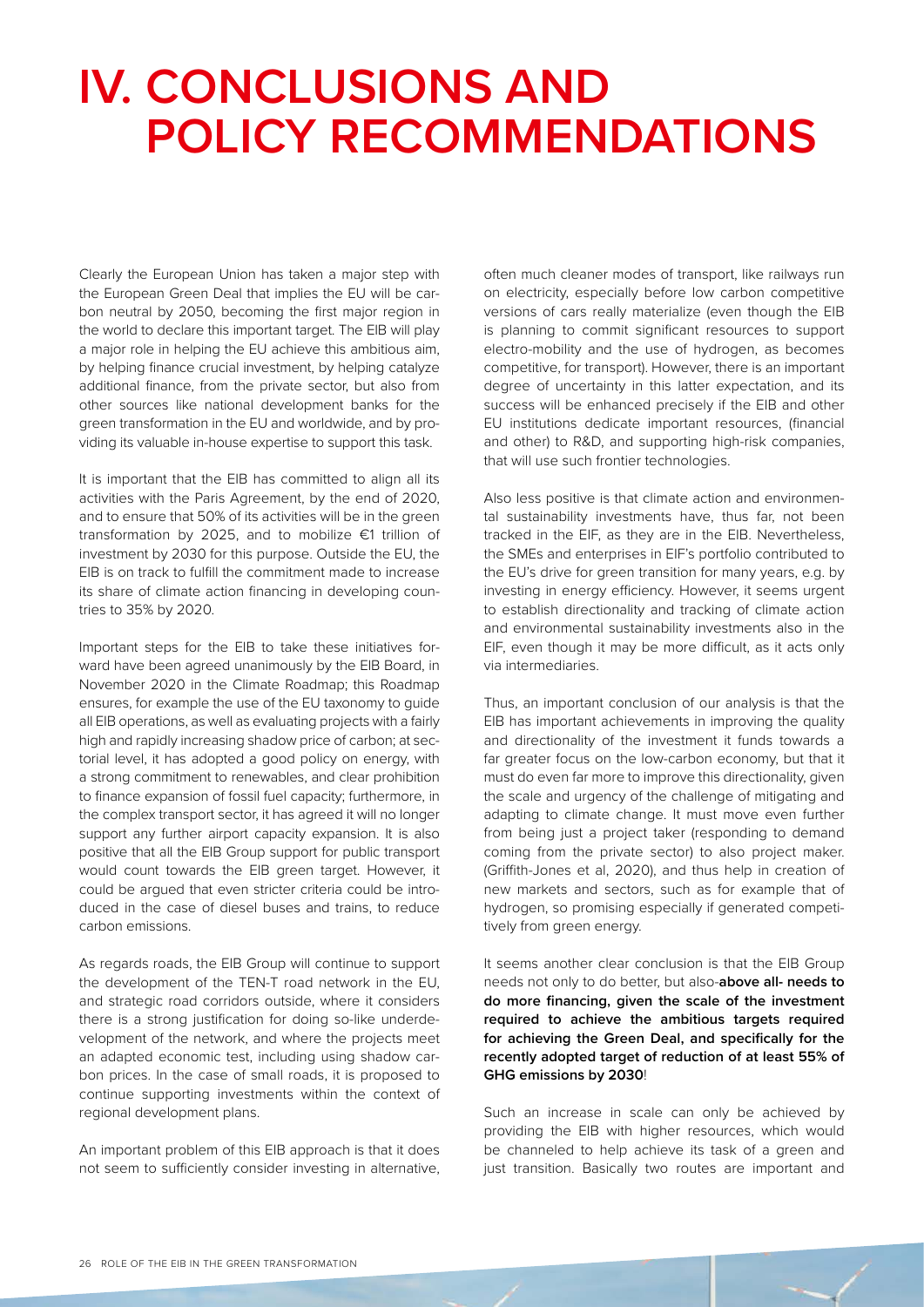# IV. CONCLUSIONS AND POLICY RECOMMENDATIONS

Clearly the European Union has taken a major step with the European Green Deal that implies the EU will be carbon neutral by 2050, becoming the first major region in the world to declare this important target. The EIB will play a major role in helping the EU achieve this ambitious aim, by helping finance crucial investment, by helping catalyze additional finance, from the private sector, but also from other sources like national development banks for the green transformation in the EU and worldwide, and by providing its valuable in-house expertise to support this task.

It is important that the EIB has committed to align all its activities with the Paris Agreement, by the end of 2020, and to ensure that 50% of its activities will be in the green transformation by 2025, and to mobilize €1 trillion of investment by 2030 for this purpose. Outside the EU, the EIB is on track to fulfill the commitment made to increase its share of climate action financing in developing countries to 35% by 2020.

Important steps for the EIB to take these initiatives forward have been agreed unanimously by the EIB Board, in November 2020 in the Climate Roadmap; this Roadmap ensures, for example the use of the EU taxonomy to guide all EIB operations, as well as evaluating projects with a fairly high and rapidly increasing shadow price of carbon; at sectorial level, it has adopted a good policy on energy, with a strong commitment to renewables, and clear prohibition to finance expansion of fossil fuel capacity; furthermore, in the complex transport sector, it has agreed it will no longer support any further airport capacity expansion. It is also positive that all the EIB Group support for public transport would count towards the EIB green target. However, it could be argued that even stricter criteria could be introduced in the case of diesel buses and trains, to reduce carbon emissions.

As regards roads, the EIB Group will continue to support the development of the TEN-T road network in the EU, and strategic road corridors outside, where it considers there is a strong justification for doing so-like underdevelopment of the network, and where the projects meet an adapted economic test, including using shadow carbon prices. In the case of small roads, it is proposed to continue supporting investments within the context of regional development plans.

An important problem of this EIB approach is that it does not seem to sufficiently consider investing in alternative, often much cleaner modes of transport, like railways run on electricity, especially before low carbon competitive versions of cars really materialize (even though the EIB is planning to commit significant resources to support electro-mobility and the use of hydrogen, as becomes competitive, for transport). However, there is an important degree of uncertainty in this latter expectation, and its success will be enhanced precisely if the EIB and other EU institutions dedicate important resources, (financial and other) to R&D, and supporting high-risk companies, that will use such frontier technologies.

Also less positive is that climate action and environmental sustainability investments have, thus far, not been tracked in the EIF, as they are in the EIB. Nevertheless, the SMEs and enterprises in EIF's portfolio contributed to the EU's drive for green transition for many years, e.g. by investing in energy efficiency. However, it seems urgent to establish directionality and tracking of climate action and environmental sustainability investments also in the EIF, even though it may be more difficult, as it acts only via intermediaries.

Thus, an important conclusion of our analysis is that the EIB has important achievements in improving the quality and directionality of the investment it funds towards a far greater focus on the low-carbon economy, but that it must do even far more to improve this directionality, given the scale and urgency of the challenge of mitigating and adapting to climate change. It must move even further from being just a project taker (responding to demand coming from the private sector) to also project maker. (Griffith-Jones et al, 2020), and thus help in creation of new markets and sectors, such as for example that of hydrogen, so promising especially if generated competitively from green energy.

It seems another clear conclusion is that the EIB Group needs not only to do better, but also-**above all- needs to do more financing, given the scale of the investment required to achieve the ambitious targets required for achieving the Green Deal, and specifically for the recently adopted target of reduction of at least 55% of GHG emissions by 2030**!

Such an increase in scale can only be achieved by providing the EIB with higher resources, which would be channeled to help achieve its task of a green and just transition. Basically two routes are important and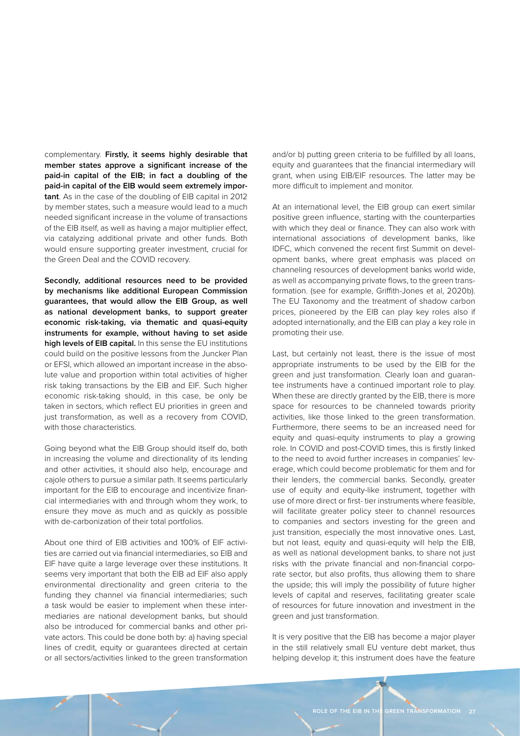complementary. **Firstly, it seems highly desirable that member states approve a significant increase of the paid-in capital of the EIB; in fact a doubling of the paid-in capital of the EIB would seem extremely important**. As in the case of the doubling of EIB capital in 2012 by member states, such a measure would lead to a much needed significant increase in the volume of transactions of the EIB itself, as well as having a major multiplier effect, via catalyzing additional private and other funds. Both would ensure supporting greater investment, crucial for the Green Deal and the COVID recovery.

**Secondly, additional resources need to be provided by mechanisms like additional European Commission guarantees, that would allow the EIB Group, as well as national development banks, to support greater economic risk-taking, via thematic and quasi-equity instruments for example, without having to set aside high levels of EIB capital.** In this sense the EU institutions could build on the positive lessons from the Juncker Plan or EFSI, which allowed an important increase in the absolute value and proportion within total activities of higher risk taking transactions by the EIB and EIF. Such higher economic risk-taking should, in this case, be only be taken in sectors, which reflect EU priorities in green and just transformation, as well as a recovery from COVID, with those characteristics.

Going beyond what the EIB Group should itself do, both in increasing the volume and directionality of its lending and other activities, it should also help, encourage and cajole others to pursue a similar path. It seems particularly important for the EIB to encourage and incentivize financial intermediaries with and through whom they work, to ensure they move as much and as quickly as possible with de-carbonization of their total portfolios.

About one third of EIB activities and 100% of EIF activities are carried out via financial intermediaries, so EIB and EIF have quite a large leverage over these institutions. It seems very important that both the EIB ad EIF also apply environmental directionality and green criteria to the funding they channel via financial intermediaries; such a task would be easier to implement when these intermediaries are national development banks, but should also be introduced for commercial banks and other private actors. This could be done both by: a) having special lines of credit, equity or guarantees directed at certain or all sectors/activities linked to the green transformation and/or b) putting green criteria to be fulfilled by all loans, equity and guarantees that the financial intermediary will grant, when using EIB/EIF resources. The latter may be more difficult to implement and monitor.

At an international level, the EIB group can exert similar positive green influence, starting with the counterparties with which they deal or finance. They can also work with international associations of development banks, like IDFC, which convened the recent first Summit on development banks, where great emphasis was placed on channeling resources of development banks world wide, as well as accompanying private flows, to the green transformation. (see for example, Griffith-Jones et al, 2020b). The EU Taxonomy and the treatment of shadow carbon prices, pioneered by the EIB can play key roles also if adopted internationally, and the EIB can play a key role in promoting their use.

Last, but certainly not least, there is the issue of most appropriate instruments to be used by the EIB for the green and just transformation. Clearly loan and guarantee instruments have a continued important role to play. When these are directly granted by the EIB, there is more space for resources to be channeled towards priority activities, like those linked to the green transformation. Furthermore, there seems to be an increased need for equity and quasi-equity instruments to play a growing role. In COVID and post-COVID times, this is firstly linked to the need to avoid further increases in companies' leverage, which could become problematic for them and for their lenders, the commercial banks. Secondly, greater use of equity and equity-like instrument, together with use of more direct or first- tier instruments where feasible, will facilitate greater policy steer to channel resources to companies and sectors investing for the green and just transition, especially the most innovative ones. Last, but not least, equity and quasi-equity will help the EIB, as well as national development banks, to share not just risks with the private financial and non-financial corporate sector, but also profits, thus allowing them to share the upside; this will imply the possibility of future higher levels of capital and reserves, facilitating greater scale of resources for future innovation and investment in the green and just transformation.

It is very positive that the EIB has become a major player in the still relatively small EU venture debt market, thus helping develop it; this instrument does have the feature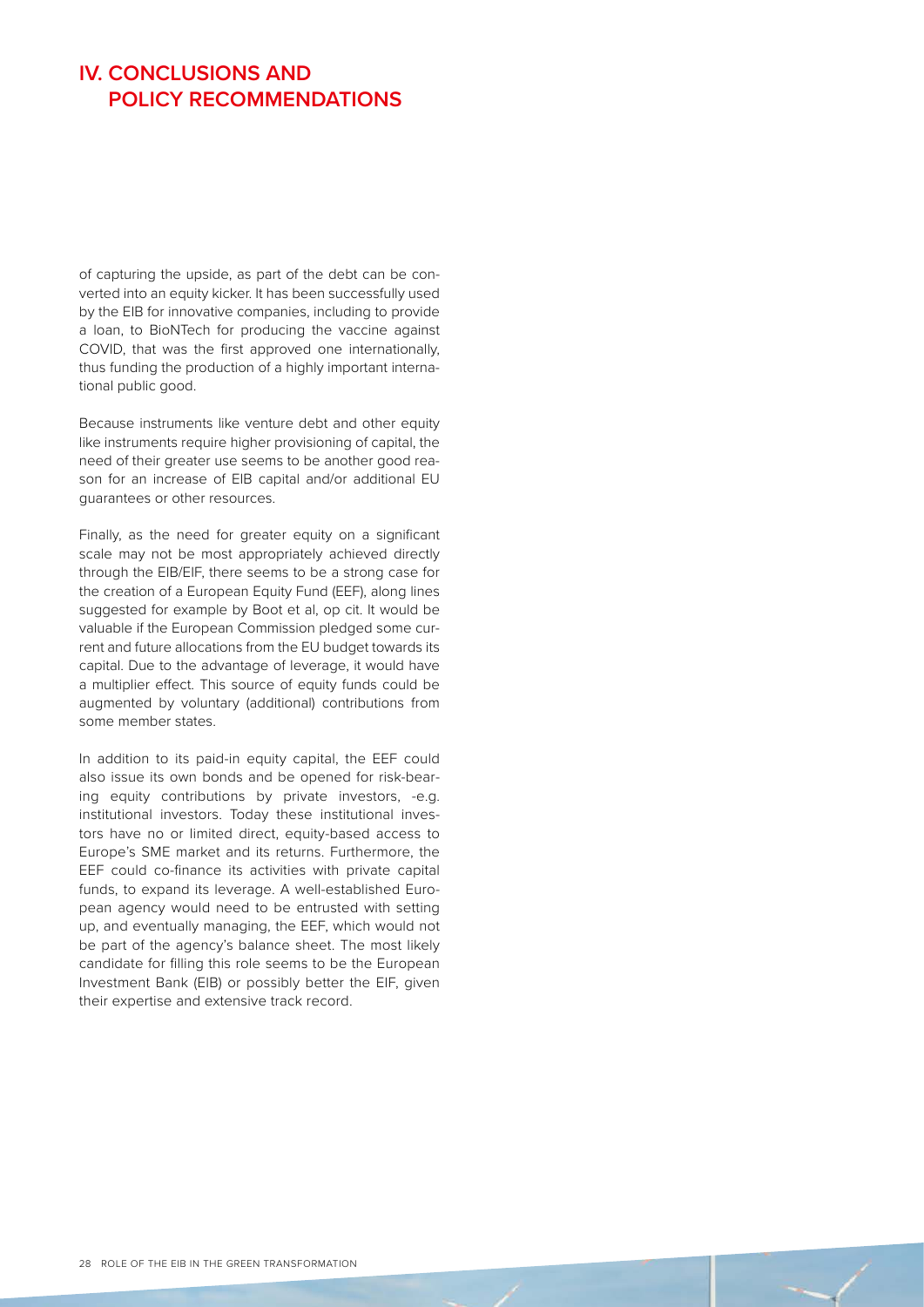# IV. CONCLUSIONS AND POLICY RECOMMENDATIONS

of capturing the upside, as part of the debt can be converted into an equity kicker. It has been successfully used by the EIB for innovative companies, including to provide a loan, to BioNTech for producing the vaccine against COVID, that was the first approved one internationally, thus funding the production of a highly important international public good.

Because instruments like venture debt and other equity like instruments require higher provisioning of capital, the need of their greater use seems to be another good reason for an increase of EIB capital and/or additional EU guarantees or other resources.

Finally, as the need for greater equity on a significant scale may not be most appropriately achieved directly through the EIB/EIF, there seems to be a strong case for the creation of a European Equity Fund (EEF), along lines suggested for example by Boot et al, op cit. It would be valuable if the European Commission pledged some current and future allocations from the EU budget towards its capital. Due to the advantage of leverage, it would have a multiplier effect. This source of equity funds could be augmented by voluntary (additional) contributions from some member states.

In addition to its paid-in equity capital, the EEF could also issue its own bonds and be opened for risk-bearing equity contributions by private investors, -e.g. institutional investors. Today these institutional investors have no or limited direct, equity-based access to Europe's SME market and its returns. Furthermore, the EEF could co-finance its activities with private capital funds, to expand its leverage. A well-established European agency would need to be entrusted with setting up, and eventually managing, the EEF, which would not be part of the agency's balance sheet. The most likely candidate for filling this role seems to be the European Investment Bank (EIB) or possibly better the EIF, given their expertise and extensive track record.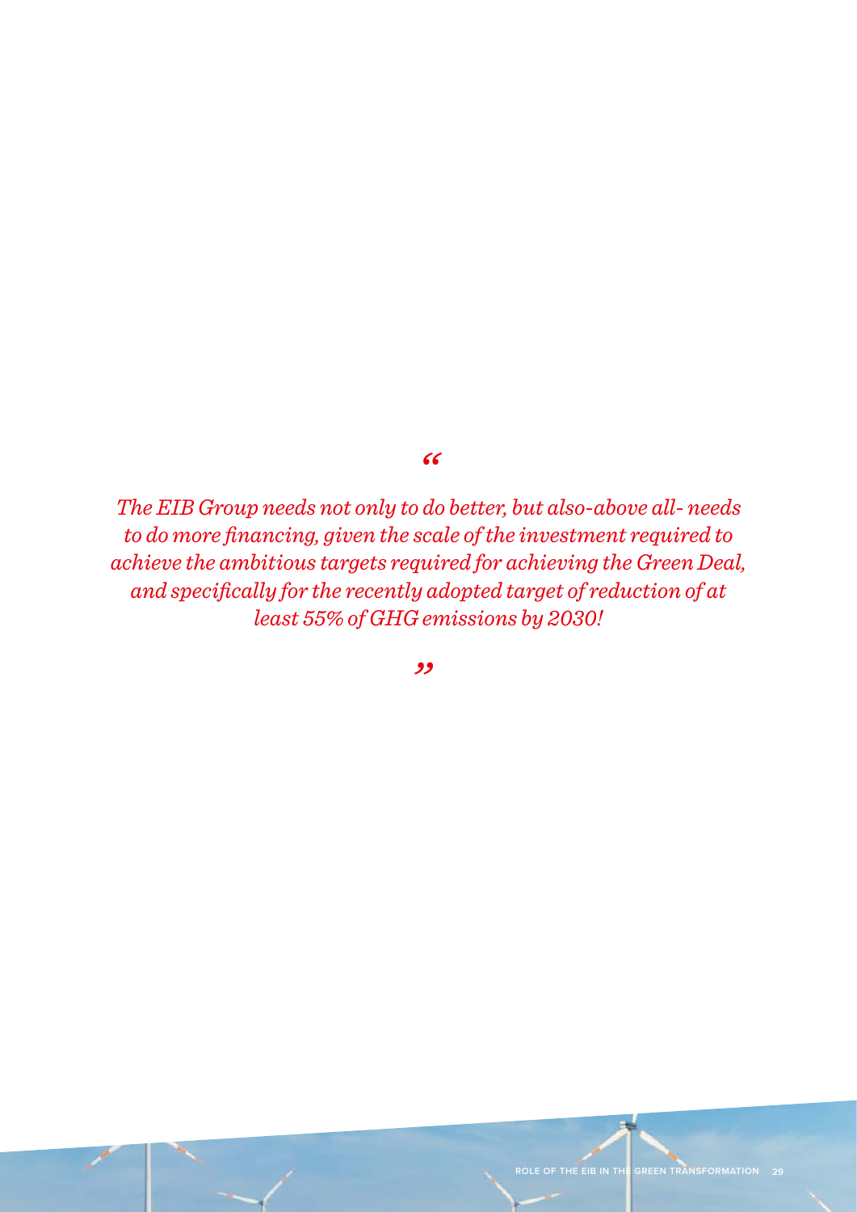> *The EIB Group needs not only to do better, but also-above all- needs to do more financing, given the scale of the investment required to achieve the ambitious targets required for achieving the Green Deal, and specifically for the recently adopted target of reduction of at least 55% of GHG emissions by 2030!*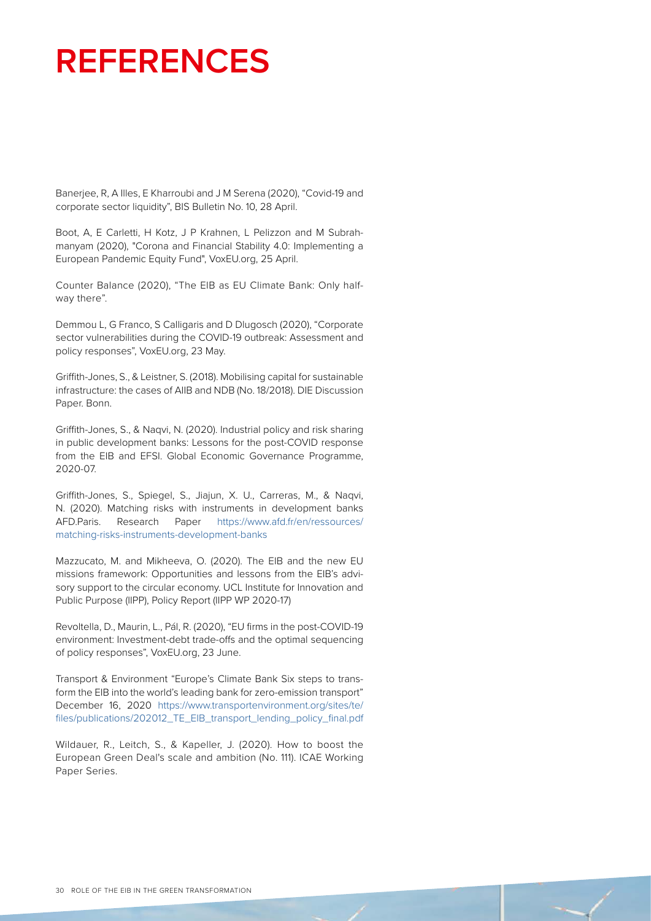# REFERENCES

Banerjee, R, A Illes, E Kharroubi and J M Serena (2020), "Covid-19 and corporate sector liquidity", BIS Bulletin No. 10, 28 April.

Boot, A, E Carletti, H Kotz, J P Krahnen, L Pelizzon and M Subrahmanyam (2020), "Corona and Financial Stability 4.0: Implementing a European Pandemic Equity Fund", VoxEU.org, 25 April.

Counter Balance (2020), "The EIB as EU Climate Bank: Only halfway there".

Demmou L, G Franco, S Calligaris and D Dlugosch (2020), "Corporate sector vulnerabilities during the COVID-19 outbreak: Assessment and policy responses", VoxEU.org, 23 May.

Griffith-Jones, S., & Leistner, S. (2018). Mobilising capital for sustainable infrastructure: the cases of AIIB and NDB (No. 18/2018). DIE Discussion Paper. Bonn.

Griffith-Jones, S., & Naqvi, N. (2020). Industrial policy and risk sharing in public development banks: Lessons for the post-COVID response from the EIB and EFSI. Global Economic Governance Programme, 2020-07.

Griffith-Jones, S., Spiegel, S., Jiajun, X. U., Carreras, M., & Naqvi, N. (2020). Matching risks with instruments in development banks AFD.Paris. Research Paper https://www.afd.fr/en/ressources/matching-risks-instruments-development-banks

Mazzucato, M. and Mikheeva, O. (2020). The EIB and the new EU missions framework: Opportunities and lessons from the EIB's advisory support to the circular economy. UCL Institute for Innovation and Public Purpose (IIPP), Policy Report (IIPP WP 2020-17)

Revoltella, D., Maurin, L., Pál, R. (2020), "EU firms in the post-COVID-19 environment: Investment-debt trade-offs and the optimal sequencing of policy responses", VoxEU.org, 23 June.

Transport & Environment "Europe's Climate Bank Six steps to transform the EIB into the world's leading bank for zero-emission transport" December 16, 2020 https://www.transportenvironment.org/sites/te/files/publications/202012_TE_EIB_transport_lending_policy_final.pdf

Wildauer, R., Leitch, S., & Kapeller, J. (2020). How to boost the European Green Deal's scale and ambition (No. 111). ICAE Working Paper Series.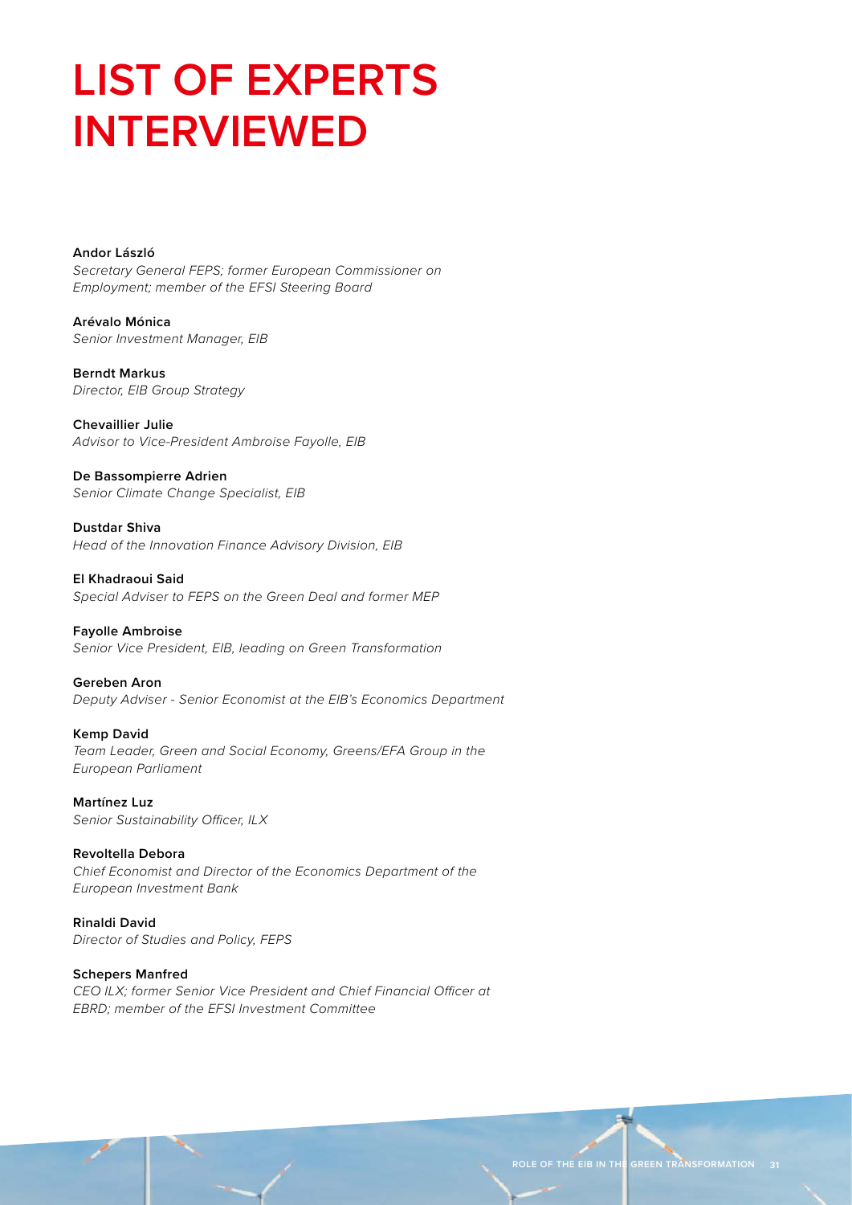# LIST OF EXPERTS INTERVIEWED

**Andor László**
*Secretary General FEPS; former European Commissioner on Employment; member of the EFSI Steering Board*

**Arévalo Mónica**
*Senior Investment Manager, EIB*

**Berndt Markus**
*Director, EIB Group Strategy*

**Chevaillier Julie**
*Advisor to Vice-President Ambroise Fayolle, EIB*

**De Bassompierre Adrien**
*Senior Climate Change Specialist, EIB*

**Dustdar Shiva**
*Head of the Innovation Finance Advisory Division, EIB*

**El Khadraoui Said**
*Special Adviser to FEPS on the Green Deal and former MEP*

**Fayolle Ambroise**
*Senior Vice President, EIB, leading on Green Transformation*

**Gereben Aron**
*Deputy Adviser - Senior Economist at the EIB's Economics Department*

**Kemp David**
*Team Leader, Green and Social Economy, Greens/EFA Group in the European Parliament*

**Martínez Luz**
*Senior Sustainability Officer, ILX*

**Revoltella Debora**
*Chief Economist and Director of the Economics Department of the European Investment Bank*

**Rinaldi David**
*Director of Studies and Policy, FEPS*

**Schepers Manfred**
*CEO ILX; former Senior Vice President and Chief Financial Officer at EBRD; member of the EFSI Investment Committee*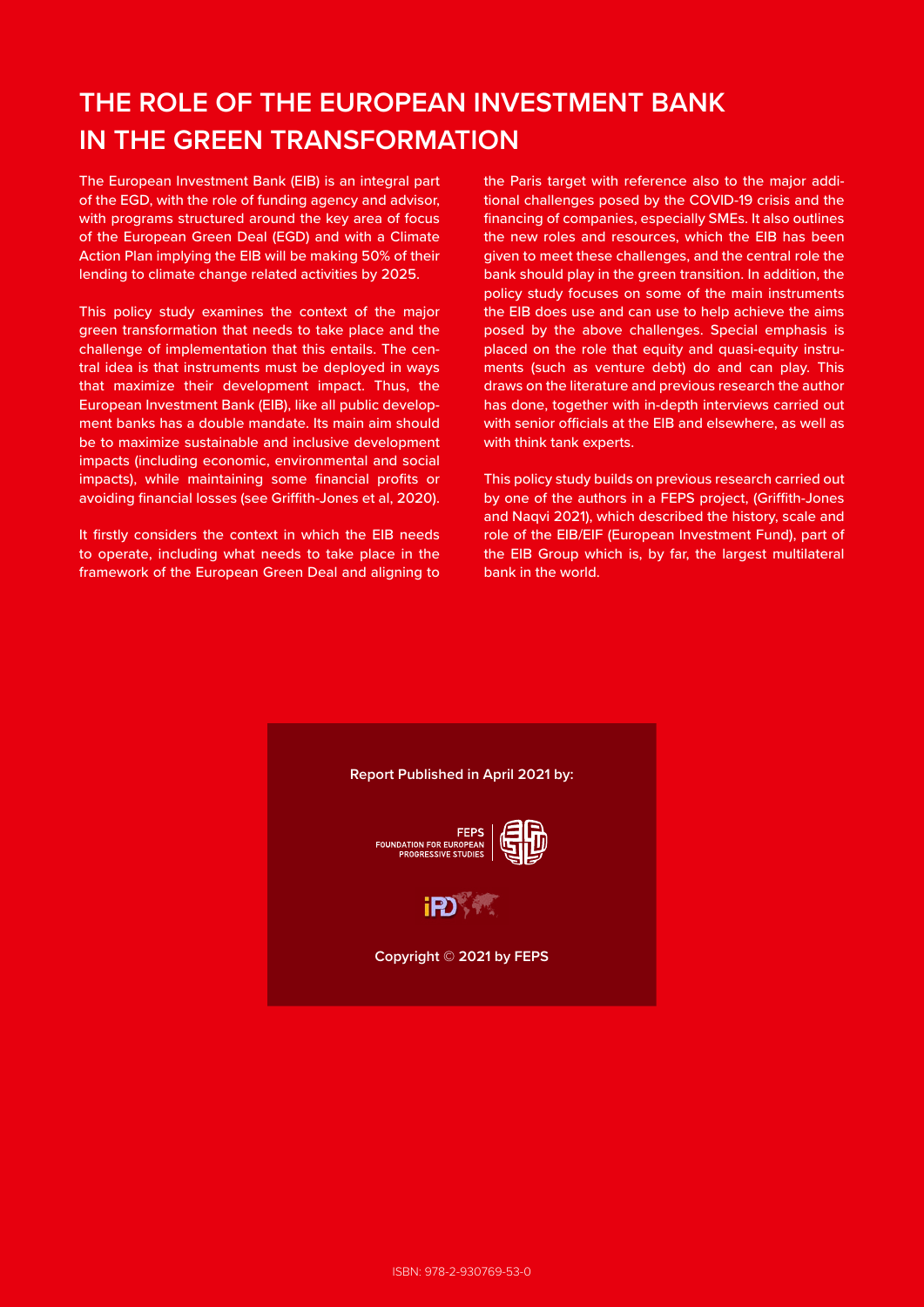# THE ROLE OF THE EUROPEAN INVESTMENT BANK IN THE GREEN TRANSFORMATION

The European Investment Bank (EIB) is an integral part of the EGD, with the role of funding agency and advisor, with programs structured around the key area of focus of the European Green Deal (EGD) and with a Climate Action Plan implying the EIB will be making 50% of their lending to climate change related activities by 2025.

This policy study examines the context of the major green transformation that needs to take place and the challenge of implementation that this entails. The central idea is that instruments must be deployed in ways that maximize their development impact. Thus, the European Investment Bank (EIB), like all public development banks has a double mandate. Its main aim should be to maximize sustainable and inclusive development impacts (including economic, environmental and social impacts), while maintaining some financial profits or avoiding financial losses (see Griffith-Jones et al, 2020).

It firstly considers the context in which the EIB needs to operate, including what needs to take place in the framework of the European Green Deal and aligning to the Paris target with reference also to the major additional challenges posed by the COVID-19 crisis and the financing of companies, especially SMEs. It also outlines the new roles and resources, which the EIB has been given to meet these challenges, and the central role the bank should play in the green transition. In addition, the policy study focuses on some of the main instruments the EIB does use and can use to help achieve the aims posed by the above challenges. Special emphasis is placed on the role that equity and quasi-equity instruments (such as venture debt) do and can play. This draws on the literature and previous research the author has done, together with in-depth interviews carried out with senior officials at the EIB and elsewhere, as well as with think tank experts.

This policy study builds on previous research carried out by one of the authors in a FEPS project, (Griffith-Jones and Naqvi 2021), which described the history, scale and role of the EIB/EIF (European Investment Fund), part of the EIB Group which is, by far, the largest multilateral bank in the world.

**Report Published in April 2021 by:**

FEPS
FOUNDATION FOR EUROPEAN PROGRESSIVE STUDIES

iPD

**Copyright © 2021 by FEPS**

ISBN: 978-2-930769-53-0